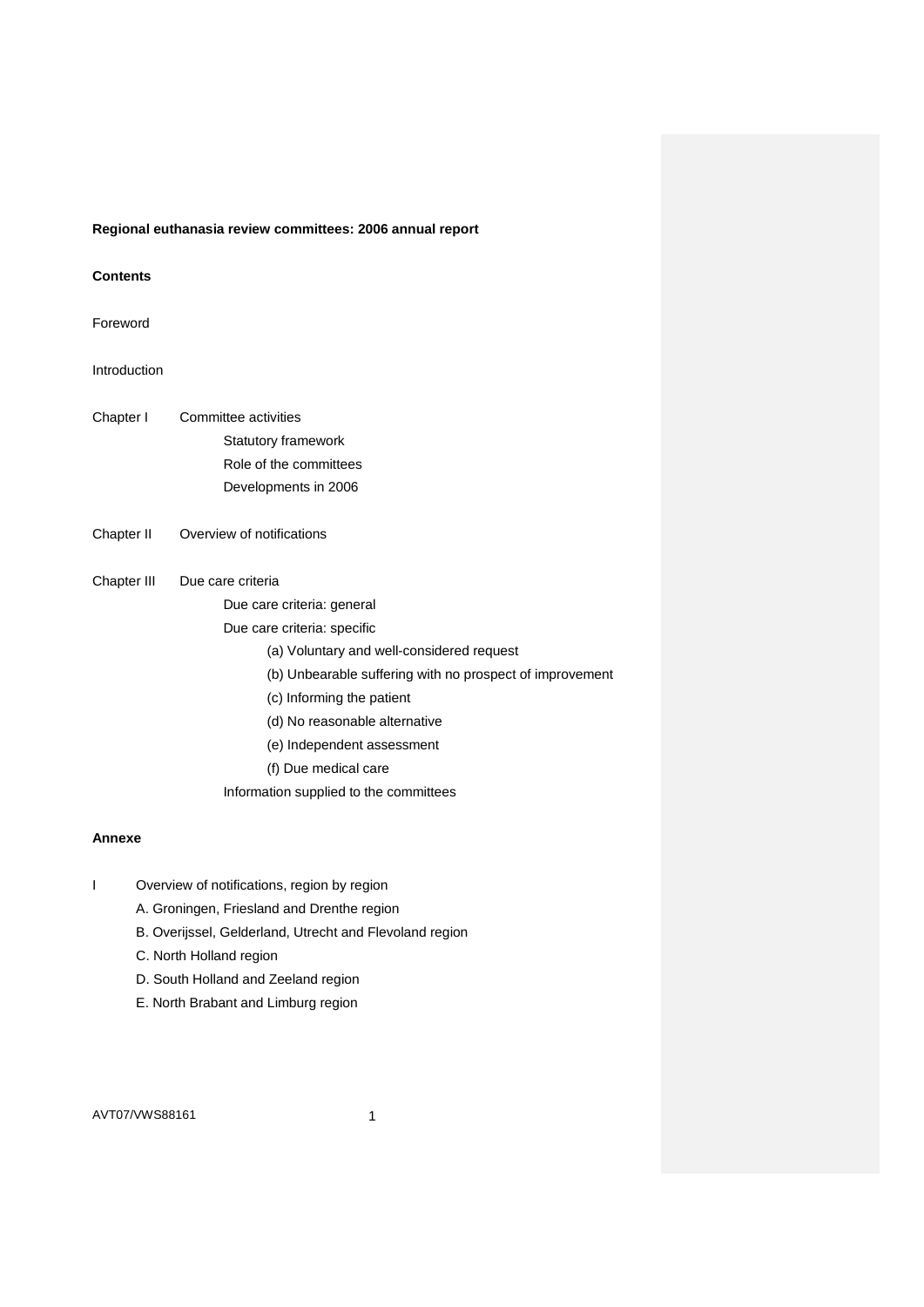**Regional euthanasia review committees: 2006 annual report**

**Contents**

Foreword

Introduction

Chapter I Committee activities
- Statutory framework
- Role of the committees
- Developments in 2006

Chapter II Overview of notifications

Chapter III Due care criteria
- Due care criteria: general
- Due care criteria: specific
  - (a) Voluntary and well-considered request
  - (b) Unbearable suffering with no prospect of improvement
  - (c) Informing the patient
  - (d) No reasonable alternative
  - (e) Independent assessment
  - (f) Due medical care
- Information supplied to the committees

**Annexe**

I Overview of notifications, region by region
- A. Groningen, Friesland and Drenthe region
- B. Overijssel, Gelderland, Utrecht and Flevoland region
- C. North Holland region
- D. South Holland and Zeeland region
- E. North Brabant and Limburg region

AVT07/VWS88161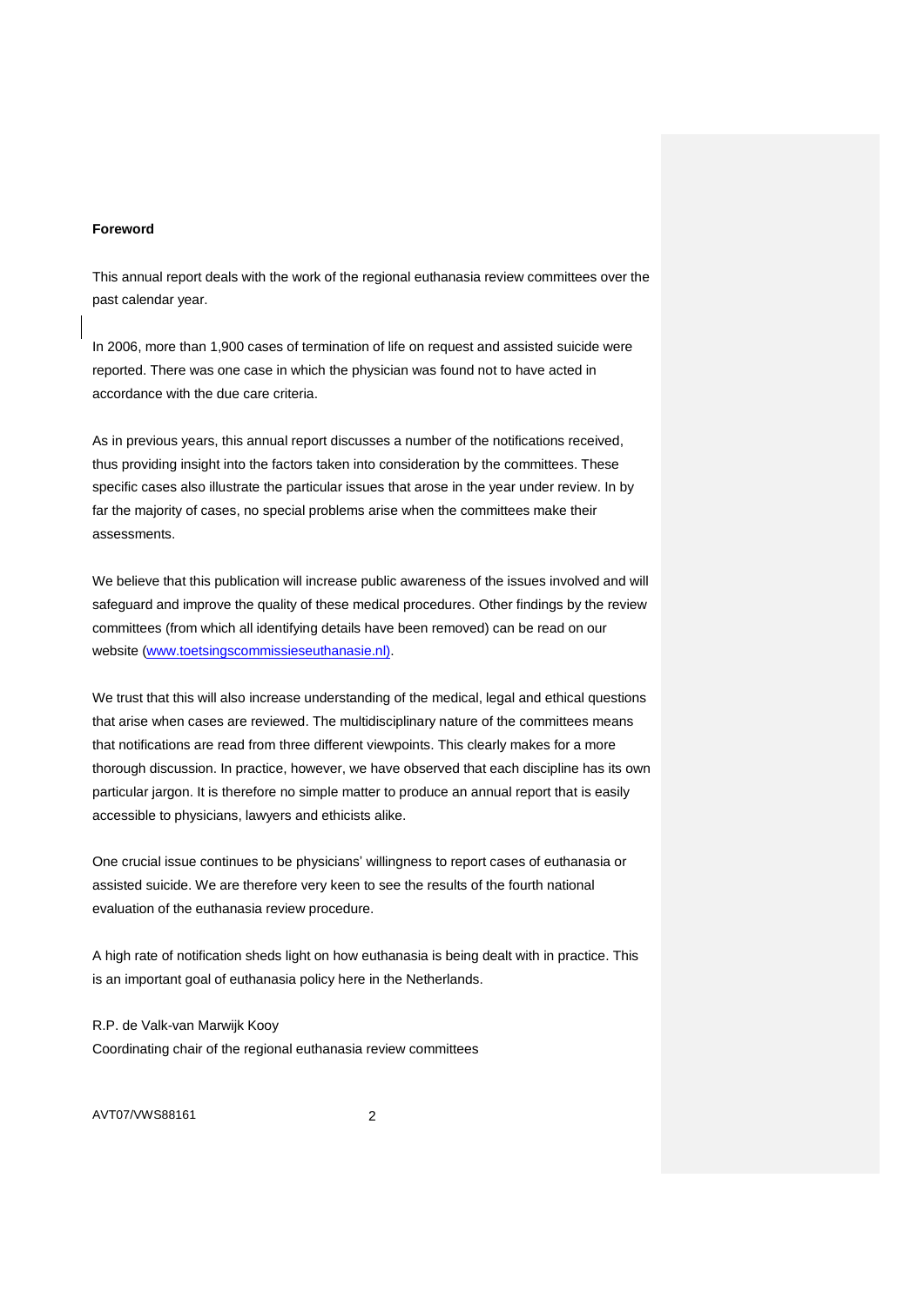**Foreword**

This annual report deals with the work of the regional euthanasia review committees over the past calendar year.

In 2006, more than 1,900 cases of termination of life on request and assisted suicide were reported. There was one case in which the physician was found not to have acted in accordance with the due care criteria.

As in previous years, this annual report discusses a number of the notifications received, thus providing insight into the factors taken into consideration by the committees. These specific cases also illustrate the particular issues that arose in the year under review. In by far the majority of cases, no special problems arise when the committees make their assessments.

We believe that this publication will increase public awareness of the issues involved and will safeguard and improve the quality of these medical procedures. Other findings by the review committees (from which all identifying details have been removed) can be read on our website (www.toetsingscommissieseuthanasie.nl).

We trust that this will also increase understanding of the medical, legal and ethical questions that arise when cases are reviewed. The multidisciplinary nature of the committees means that notifications are read from three different viewpoints. This clearly makes for a more thorough discussion. In practice, however, we have observed that each discipline has its own particular jargon. It is therefore no simple matter to produce an annual report that is easily accessible to physicians, lawyers and ethicists alike.

One crucial issue continues to be physicians' willingness to report cases of euthanasia or assisted suicide. We are therefore very keen to see the results of the fourth national evaluation of the euthanasia review procedure.

A high rate of notification sheds light on how euthanasia is being dealt with in practice. This is an important goal of euthanasia policy here in the Netherlands.

R.P. de Valk-van Marwijk Kooy
Coordinating chair of the regional euthanasia review committees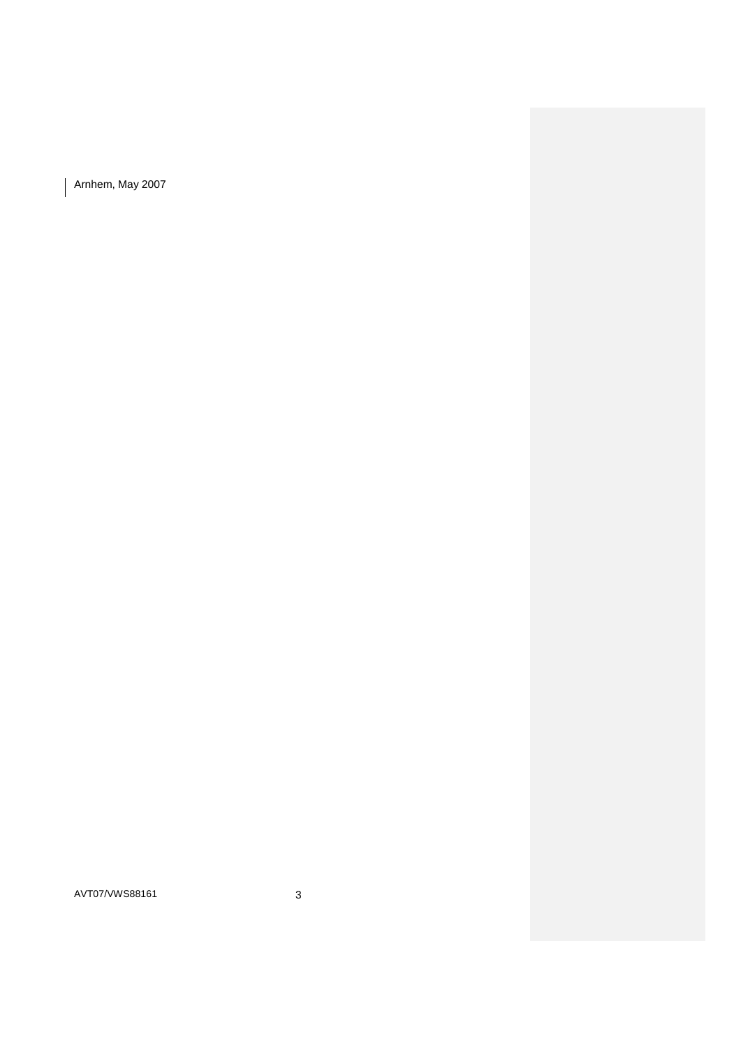Arnhem, May 2007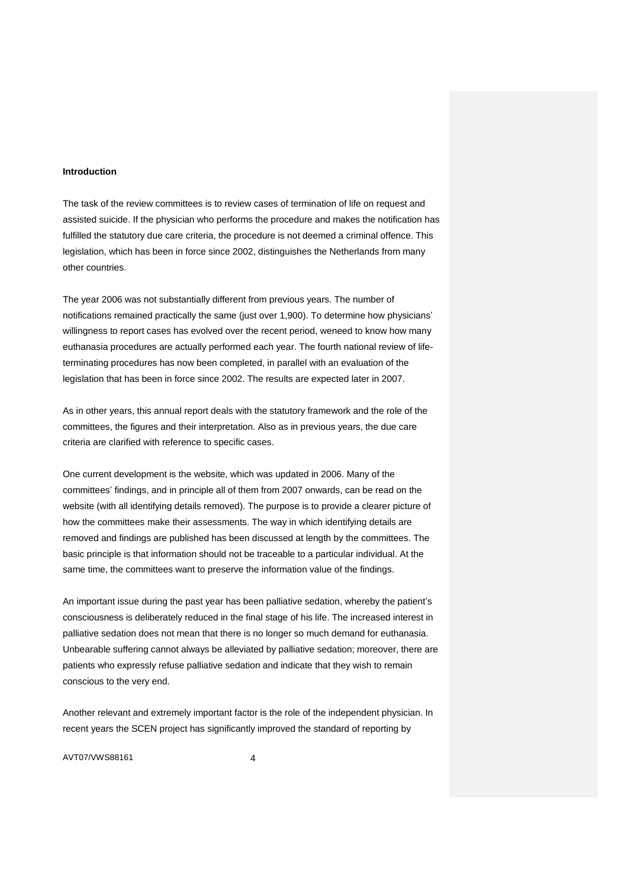**Introduction**

The task of the review committees is to review cases of termination of life on request and assisted suicide. If the physician who performs the procedure and makes the notification has fulfilled the statutory due care criteria, the procedure is not deemed a criminal offence. This legislation, which has been in force since 2002, distinguishes the Netherlands from many other countries.

The year 2006 was not substantially different from previous years. The number of notifications remained practically the same (just over 1,900). To determine how physicians' willingness to report cases has evolved over the recent period, weneed to know how many euthanasia procedures are actually performed each year. The fourth national review of life-terminating procedures has now been completed, in parallel with an evaluation of the legislation that has been in force since 2002. The results are expected later in 2007.

As in other years, this annual report deals with the statutory framework and the role of the committees, the figures and their interpretation. Also as in previous years, the due care criteria are clarified with reference to specific cases.

One current development is the website, which was updated in 2006. Many of the committees' findings, and in principle all of them from 2007 onwards, can be read on the website (with all identifying details removed). The purpose is to provide a clearer picture of how the committees make their assessments. The way in which identifying details are removed and findings are published has been discussed at length by the committees. The basic principle is that information should not be traceable to a particular individual. At the same time, the committees want to preserve the information value of the findings.

An important issue during the past year has been palliative sedation, whereby the patient's consciousness is deliberately reduced in the final stage of his life. The increased interest in palliative sedation does not mean that there is no longer so much demand for euthanasia. Unbearable suffering cannot always be alleviated by palliative sedation; moreover, there are patients who expressly refuse palliative sedation and indicate that they wish to remain conscious to the very end.

Another relevant and extremely important factor is the role of the independent physician. In recent years the SCEN project has significantly improved the standard of reporting by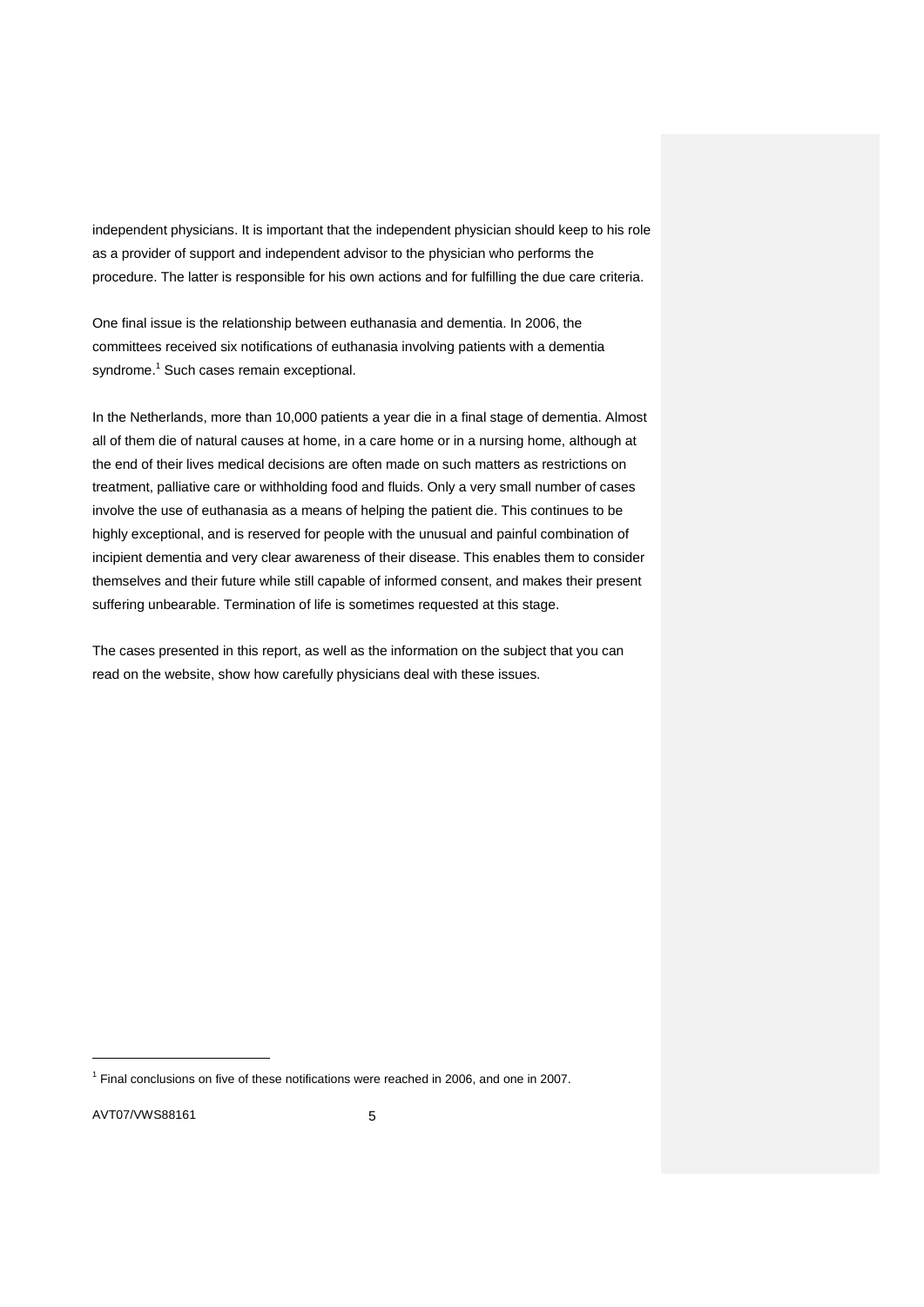independent physicians. It is important that the independent physician should keep to his role as a provider of support and independent advisor to the physician who performs the procedure. The latter is responsible for his own actions and for fulfilling the due care criteria.

One final issue is the relationship between euthanasia and dementia. In 2006, the committees received six notifications of euthanasia involving patients with a dementia syndrome.[1] Such cases remain exceptional.

In the Netherlands, more than 10,000 patients a year die in a final stage of dementia. Almost all of them die of natural causes at home, in a care home or in a nursing home, although at the end of their lives medical decisions are often made on such matters as restrictions on treatment, palliative care or withholding food and fluids. Only a very small number of cases involve the use of euthanasia as a means of helping the patient die. This continues to be highly exceptional, and is reserved for people with the unusual and painful combination of incipient dementia and very clear awareness of their disease. This enables them to consider themselves and their future while still capable of informed consent, and makes their present suffering unbearable. Termination of life is sometimes requested at this stage.

The cases presented in this report, as well as the information on the subject that you can read on the website, show how carefully physicians deal with these issues.

[1] Final conclusions on five of these notifications were reached in 2006, and one in 2007.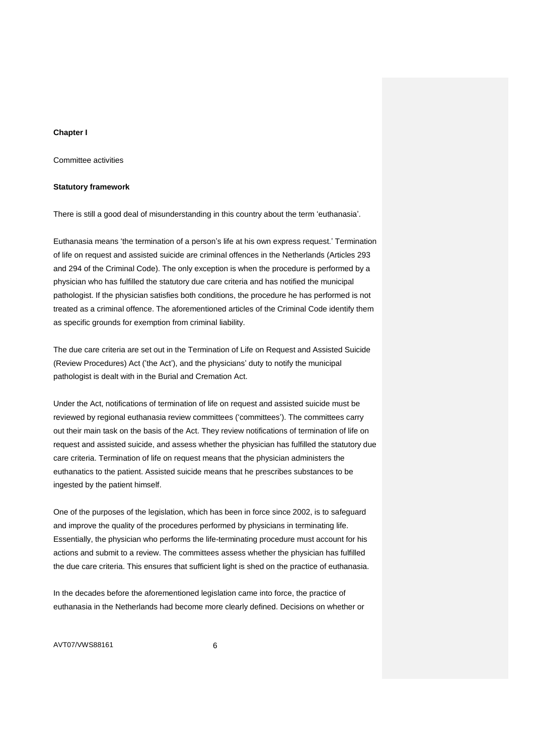**Chapter I**

Committee activities

**Statutory framework**

There is still a good deal of misunderstanding in this country about the term 'euthanasia'.

Euthanasia means 'the termination of a person's life at his own express request.' Termination of life on request and assisted suicide are criminal offences in the Netherlands (Articles 293 and 294 of the Criminal Code). The only exception is when the procedure is performed by a physician who has fulfilled the statutory due care criteria and has notified the municipal pathologist. If the physician satisfies both conditions, the procedure he has performed is not treated as a criminal offence. The aforementioned articles of the Criminal Code identify them as specific grounds for exemption from criminal liability.

The due care criteria are set out in the Termination of Life on Request and Assisted Suicide (Review Procedures) Act ('the Act'), and the physicians' duty to notify the municipal pathologist is dealt with in the Burial and Cremation Act.

Under the Act, notifications of termination of life on request and assisted suicide must be reviewed by regional euthanasia review committees ('committees'). The committees carry out their main task on the basis of the Act. They review notifications of termination of life on request and assisted suicide, and assess whether the physician has fulfilled the statutory due care criteria. Termination of life on request means that the physician administers the euthanatics to the patient. Assisted suicide means that he prescribes substances to be ingested by the patient himself.

One of the purposes of the legislation, which has been in force since 2002, is to safeguard and improve the quality of the procedures performed by physicians in terminating life. Essentially, the physician who performs the life-terminating procedure must account for his actions and submit to a review. The committees assess whether the physician has fulfilled the due care criteria. This ensures that sufficient light is shed on the practice of euthanasia.

In the decades before the aforementioned legislation came into force, the practice of euthanasia in the Netherlands had become more clearly defined. Decisions on whether or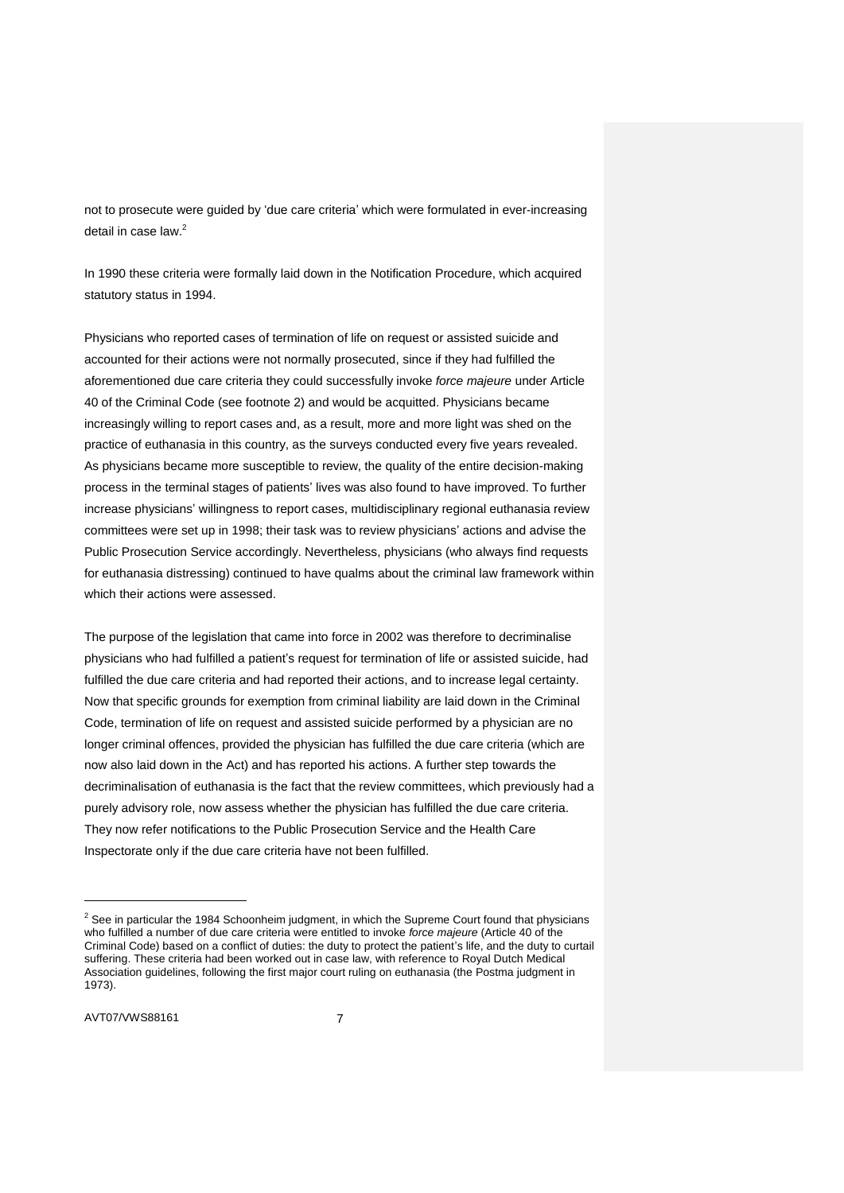not to prosecute were guided by 'due care criteria' which were formulated in ever-increasing detail in case law.[2]

In 1990 these criteria were formally laid down in the Notification Procedure, which acquired statutory status in 1994.

Physicians who reported cases of termination of life on request or assisted suicide and accounted for their actions were not normally prosecuted, since if they had fulfilled the aforementioned due care criteria they could successfully invoke *force majeure* under Article 40 of the Criminal Code (see footnote 2) and would be acquitted. Physicians became increasingly willing to report cases and, as a result, more and more light was shed on the practice of euthanasia in this country, as the surveys conducted every five years revealed. As physicians became more susceptible to review, the quality of the entire decision-making process in the terminal stages of patients' lives was also found to have improved. To further increase physicians' willingness to report cases, multidisciplinary regional euthanasia review committees were set up in 1998; their task was to review physicians' actions and advise the Public Prosecution Service accordingly. Nevertheless, physicians (who always find requests for euthanasia distressing) continued to have qualms about the criminal law framework within which their actions were assessed.

The purpose of the legislation that came into force in 2002 was therefore to decriminalise physicians who had fulfilled a patient's request for termination of life or assisted suicide, had fulfilled the due care criteria and had reported their actions, and to increase legal certainty. Now that specific grounds for exemption from criminal liability are laid down in the Criminal Code, termination of life on request and assisted suicide performed by a physician are no longer criminal offences, provided the physician has fulfilled the due care criteria (which are now also laid down in the Act) and has reported his actions. A further step towards the decriminalisation of euthanasia is the fact that the review committees, which previously had a purely advisory role, now assess whether the physician has fulfilled the due care criteria. They now refer notifications to the Public Prosecution Service and the Health Care Inspectorate only if the due care criteria have not been fulfilled.

---

[2] See in particular the 1984 Schoonheim judgment, in which the Supreme Court found that physicians who fulfilled a number of due care criteria were entitled to invoke *force majeure* (Article 40 of the Criminal Code) based on a conflict of duties: the duty to protect the patient's life, and the duty to curtail suffering. These criteria had been worked out in case law, with reference to Royal Dutch Medical Association guidelines, following the first major court ruling on euthanasia (the Postma judgment in 1973).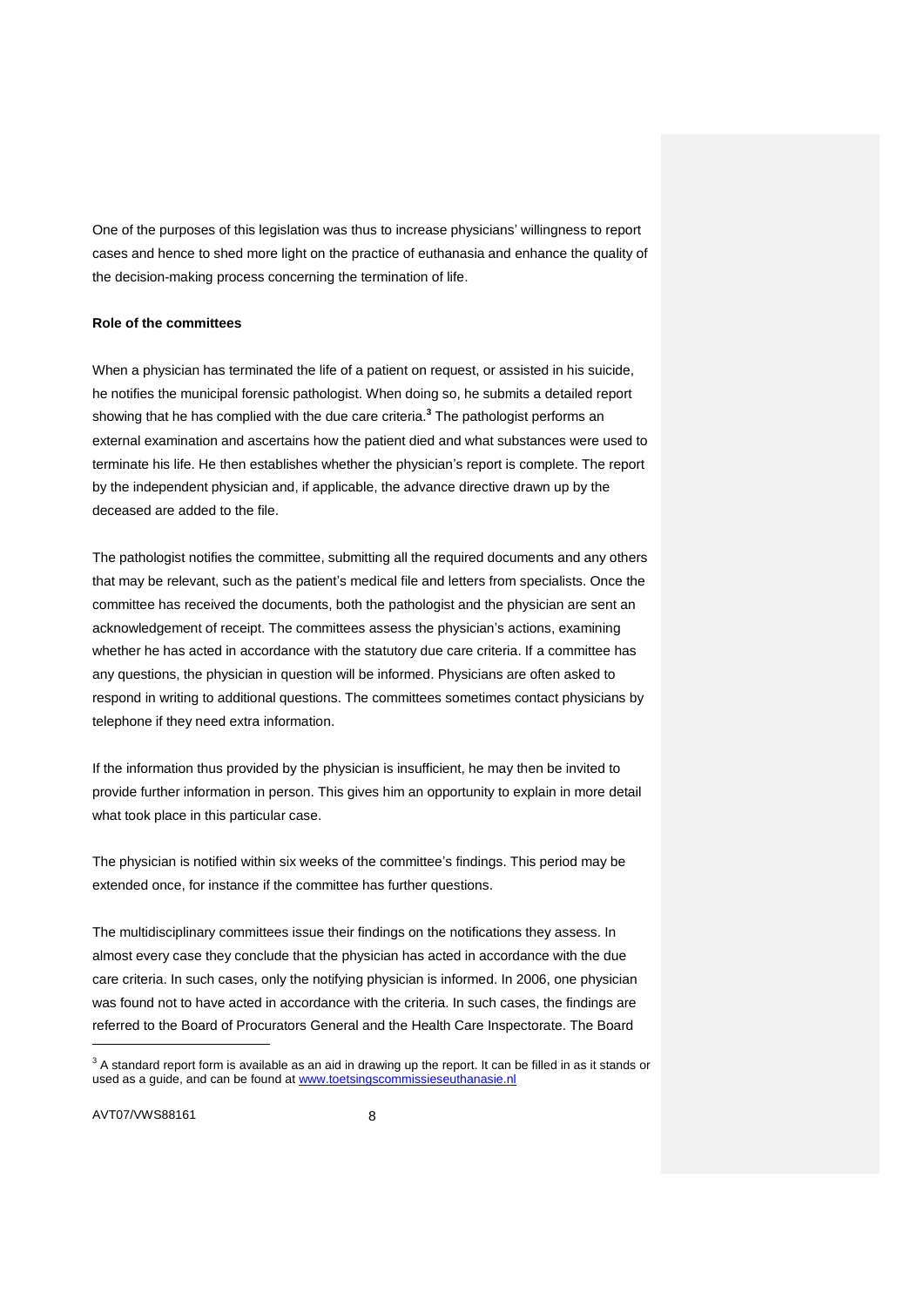One of the purposes of this legislation was thus to increase physicians' willingness to report cases and hence to shed more light on the practice of euthanasia and enhance the quality of the decision-making process concerning the termination of life.

**Role of the committees**

When a physician has terminated the life of a patient on request, or assisted in his suicide, he notifies the municipal forensic pathologist. When doing so, he submits a detailed report showing that he has complied with the due care criteria.[3] The pathologist performs an external examination and ascertains how the patient died and what substances were used to terminate his life. He then establishes whether the physician's report is complete. The report by the independent physician and, if applicable, the advance directive drawn up by the deceased are added to the file.

The pathologist notifies the committee, submitting all the required documents and any others that may be relevant, such as the patient's medical file and letters from specialists. Once the committee has received the documents, both the pathologist and the physician are sent an acknowledgement of receipt. The committees assess the physician's actions, examining whether he has acted in accordance with the statutory due care criteria. If a committee has any questions, the physician in question will be informed. Physicians are often asked to respond in writing to additional questions. The committees sometimes contact physicians by telephone if they need extra information.

If the information thus provided by the physician is insufficient, he may then be invited to provide further information in person. This gives him an opportunity to explain in more detail what took place in this particular case.

The physician is notified within six weeks of the committee's findings. This period may be extended once, for instance if the committee has further questions.

The multidisciplinary committees issue their findings on the notifications they assess. In almost every case they conclude that the physician has acted in accordance with the due care criteria. In such cases, only the notifying physician is informed. In 2006, one physician was found not to have acted in accordance with the criteria. In such cases, the findings are referred to the Board of Procurators General and the Health Care Inspectorate. The Board

---

[3] A standard report form is available as an aid in drawing up the report. It can be filled in as it stands or used as a guide, and can be found at www.toetsingscommissieseuthanasie.nl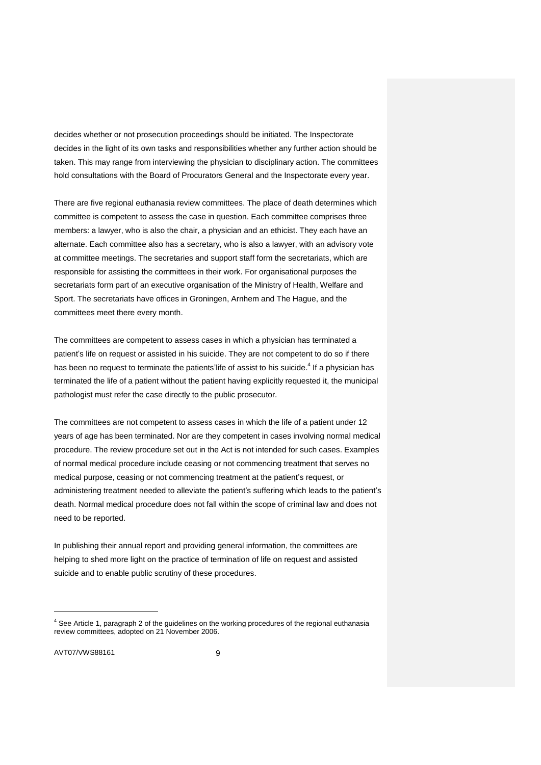decides whether or not prosecution proceedings should be initiated. The Inspectorate decides in the light of its own tasks and responsibilities whether any further action should be taken. This may range from interviewing the physician to disciplinary action. The committees hold consultations with the Board of Procurators General and the Inspectorate every year.

There are five regional euthanasia review committees. The place of death determines which committee is competent to assess the case in question. Each committee comprises three members: a lawyer, who is also the chair, a physician and an ethicist. They each have an alternate. Each committee also has a secretary, who is also a lawyer, with an advisory vote at committee meetings. The secretaries and support staff form the secretariats, which are responsible for assisting the committees in their work. For organisational purposes the secretariats form part of an executive organisation of the Ministry of Health, Welfare and Sport. The secretariats have offices in Groningen, Arnhem and The Hague, and the committees meet there every month.

The committees are competent to assess cases in which a physician has terminated a patient's life on request or assisted in his suicide. They are not competent to do so if there has been no request to terminate the patients'life of assist to his suicide.[4] If a physician has terminated the life of a patient without the patient having explicitly requested it, the municipal pathologist must refer the case directly to the public prosecutor.

The committees are not competent to assess cases in which the life of a patient under 12 years of age has been terminated. Nor are they competent in cases involving normal medical procedure. The review procedure set out in the Act is not intended for such cases. Examples of normal medical procedure include ceasing or not commencing treatment that serves no medical purpose, ceasing or not commencing treatment at the patient's request, or administering treatment needed to alleviate the patient's suffering which leads to the patient's death. Normal medical procedure does not fall within the scope of criminal law and does not need to be reported.

In publishing their annual report and providing general information, the committees are helping to shed more light on the practice of termination of life on request and assisted suicide and to enable public scrutiny of these procedures.

---

[4] See Article 1, paragraph 2 of the guidelines on the working procedures of the regional euthanasia review committees, adopted on 21 November 2006.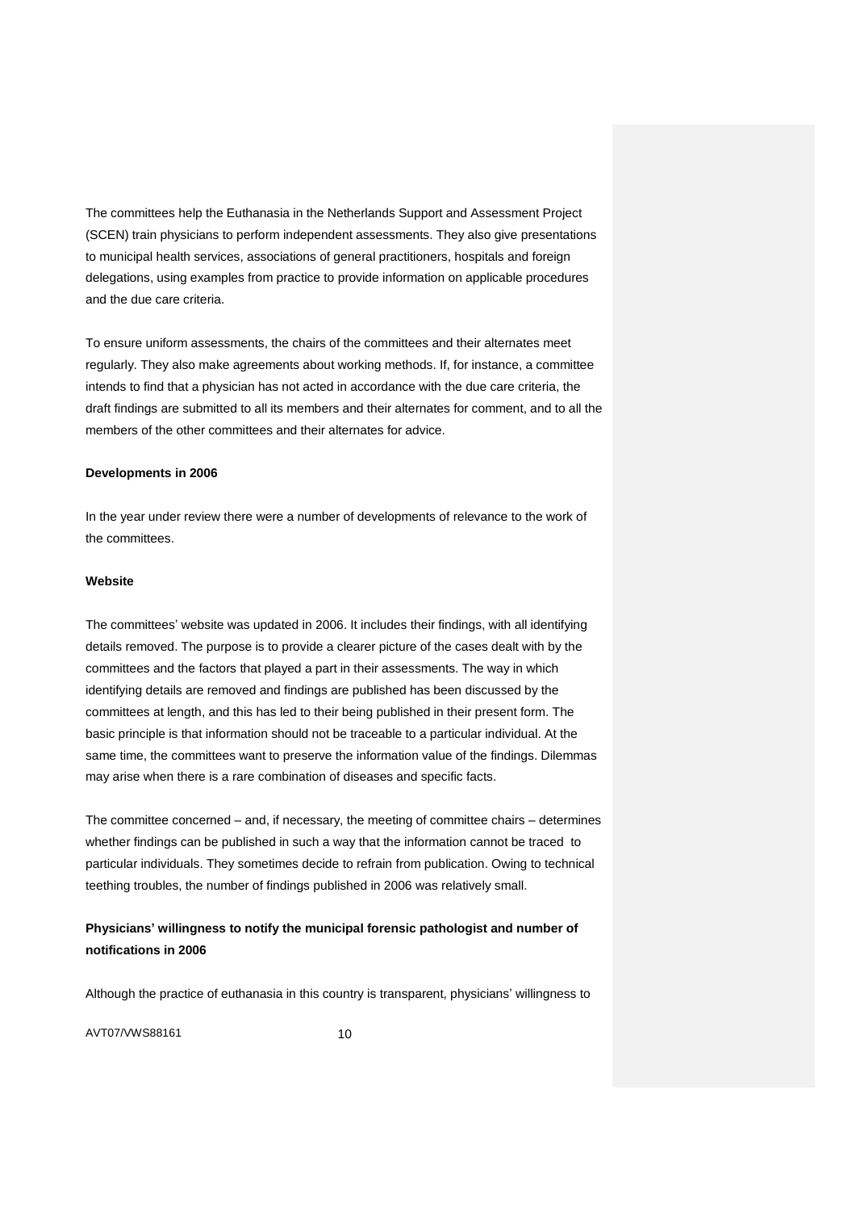The committees help the Euthanasia in the Netherlands Support and Assessment Project (SCEN) train physicians to perform independent assessments. They also give presentations to municipal health services, associations of general practitioners, hospitals and foreign delegations, using examples from practice to provide information on applicable procedures and the due care criteria.

To ensure uniform assessments, the chairs of the committees and their alternates meet regularly. They also make agreements about working methods. If, for instance, a committee intends to find that a physician has not acted in accordance with the due care criteria, the draft findings are submitted to all its members and their alternates for comment, and to all the members of the other committees and their alternates for advice.

**Developments in 2006**

In the year under review there were a number of developments of relevance to the work of the committees.

**Website**

The committees' website was updated in 2006. It includes their findings, with all identifying details removed. The purpose is to provide a clearer picture of the cases dealt with by the committees and the factors that played a part in their assessments. The way in which identifying details are removed and findings are published has been discussed by the committees at length, and this has led to their being published in their present form. The basic principle is that information should not be traceable to a particular individual. At the same time, the committees want to preserve the information value of the findings. Dilemmas may arise when there is a rare combination of diseases and specific facts.

The committee concerned – and, if necessary, the meeting of committee chairs – determines whether findings can be published in such a way that the information cannot be traced to particular individuals. They sometimes decide to refrain from publication. Owing to technical teething troubles, the number of findings published in 2006 was relatively small.

**Physicians' willingness to notify the municipal forensic pathologist and number of notifications in 2006**

Although the practice of euthanasia in this country is transparent, physicians' willingness to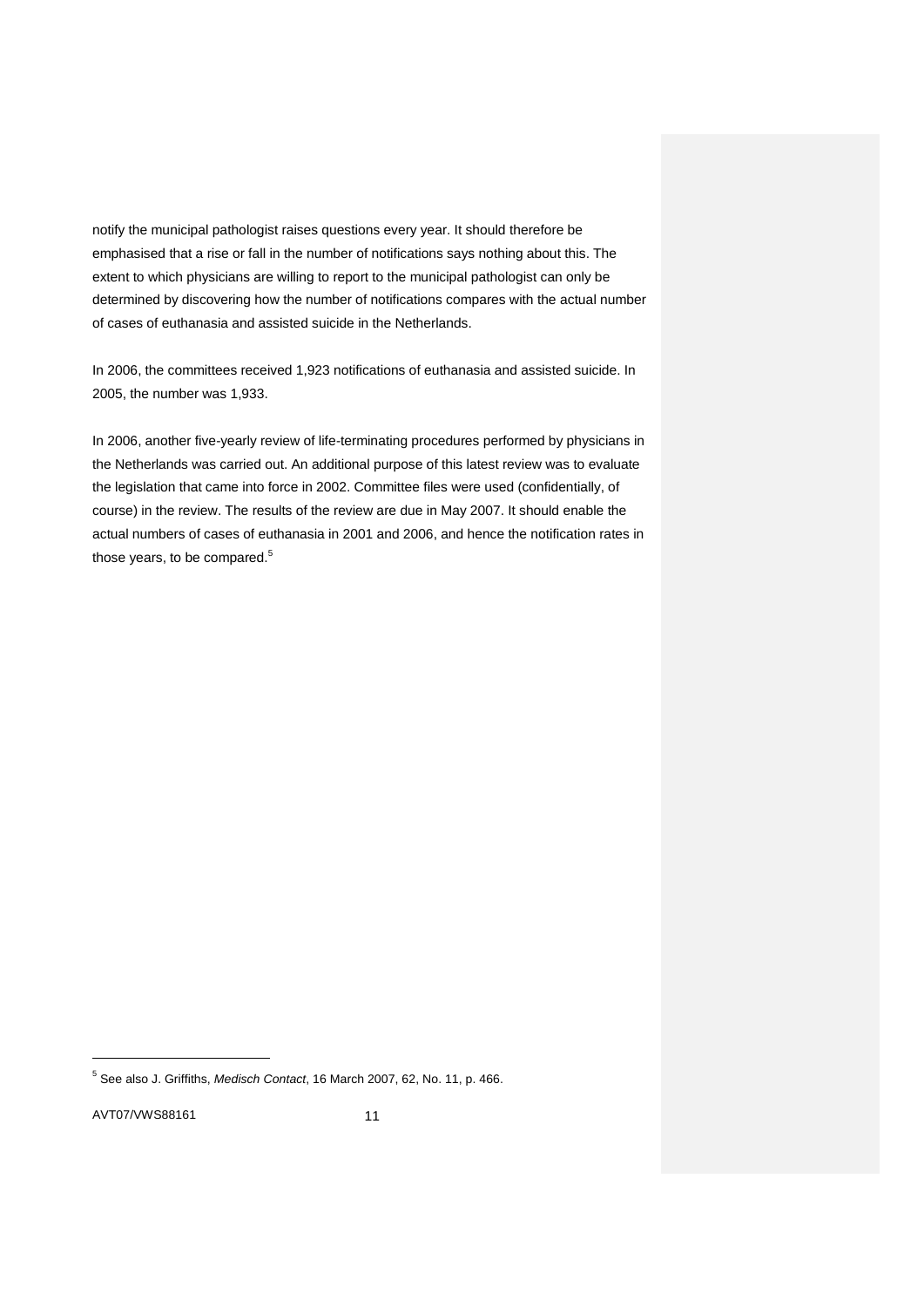notify the municipal pathologist raises questions every year. It should therefore be emphasised that a rise or fall in the number of notifications says nothing about this. The extent to which physicians are willing to report to the municipal pathologist can only be determined by discovering how the number of notifications compares with the actual number of cases of euthanasia and assisted suicide in the Netherlands.

In 2006, the committees received 1,923 notifications of euthanasia and assisted suicide. In 2005, the number was 1,933.

In 2006, another five-yearly review of life-terminating procedures performed by physicians in the Netherlands was carried out. An additional purpose of this latest review was to evaluate the legislation that came into force in 2002. Committee files were used (confidentially, of course) in the review. The results of the review are due in May 2007. It should enable the actual numbers of cases of euthanasia in 2001 and 2006, and hence the notification rates in those years, to be compared.[5]

[5] See also J. Griffiths, *Medisch Contact*, 16 March 2007, 62, No. 11, p. 466.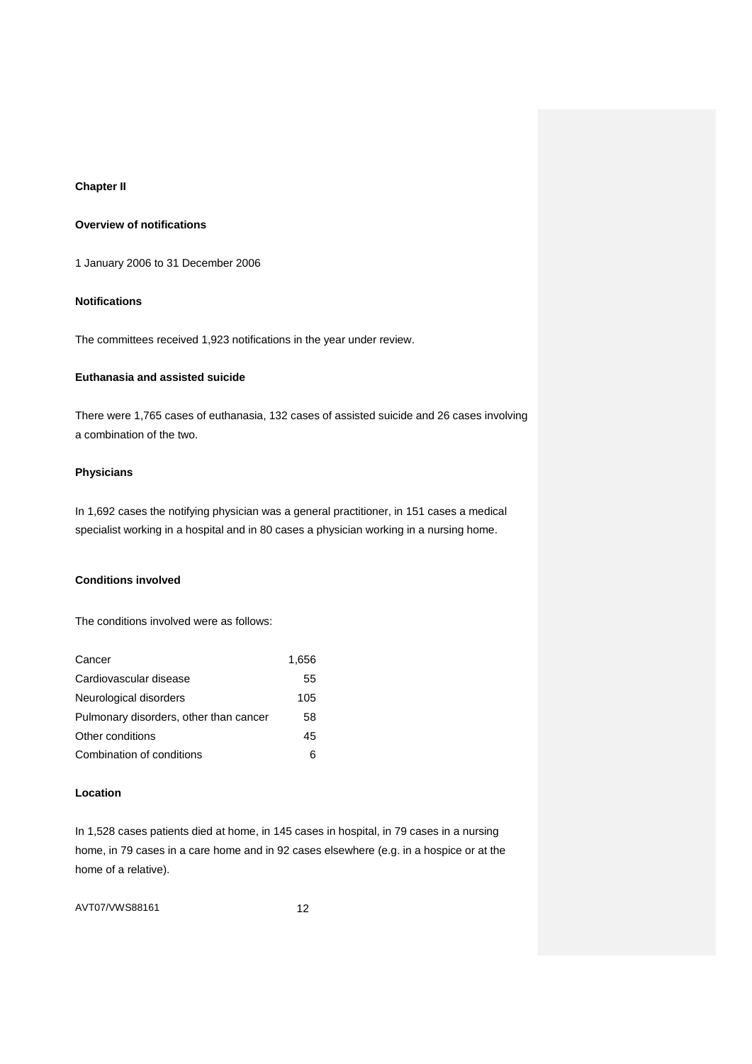## Chapter II

### Overview of notifications

1 January 2006 to 31 December 2006

#### Notifications

The committees received 1,923 notifications in the year under review.

#### Euthanasia and assisted suicide

There were 1,765 cases of euthanasia, 132 cases of assisted suicide and 26 cases involving a combination of the two.

#### Physicians

In 1,692 cases the notifying physician was a general practitioner, in 151 cases a medical specialist working in a hospital and in 80 cases a physician working in a nursing home.

#### Conditions involved

The conditions involved were as follows:

| Condition | Number |
| --- | ---: |
| Cancer | 1,656 |
| Cardiovascular disease | 55 |
| Neurological disorders | 105 |
| Pulmonary disorders, other than cancer | 58 |
| Other conditions | 45 |
| Combination of conditions | 6 |

#### Location

In 1,528 cases patients died at home, in 145 cases in hospital, in 79 cases in a nursing home, in 79 cases in a care home and in 92 cases elsewhere (e.g. in a hospice or at the home of a relative).

AVT07/VWS88161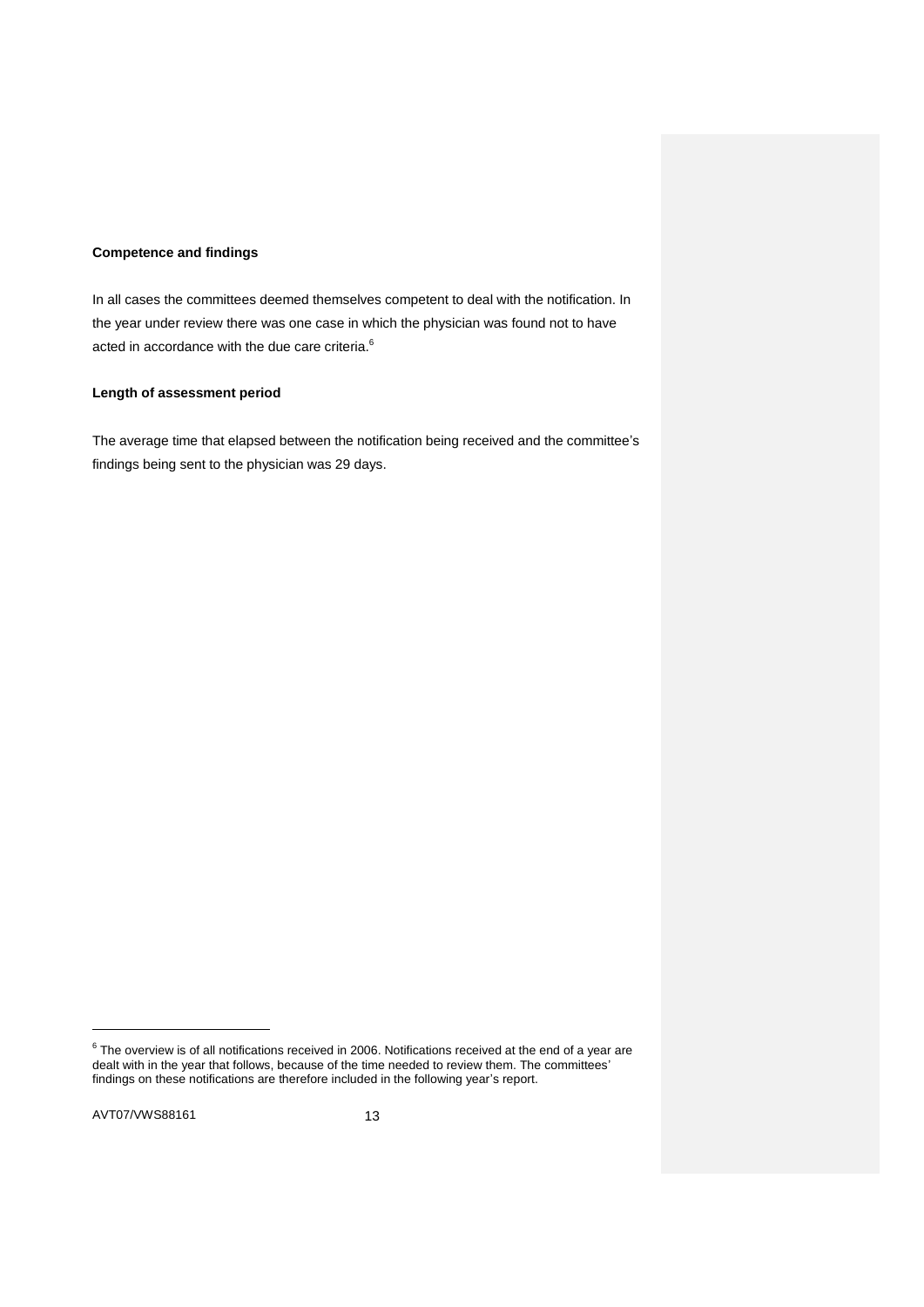**Competence and findings**

In all cases the committees deemed themselves competent to deal with the notification. In the year under review there was one case in which the physician was found not to have acted in accordance with the due care criteria.[6]

**Length of assessment period**

The average time that elapsed between the notification being received and the committee's findings being sent to the physician was 29 days.

[6] The overview is of all notifications received in 2006. Notifications received at the end of a year are dealt with in the year that follows, because of the time needed to review them. The committees' findings on these notifications are therefore included in the following year's report.

AVT07/VWS88161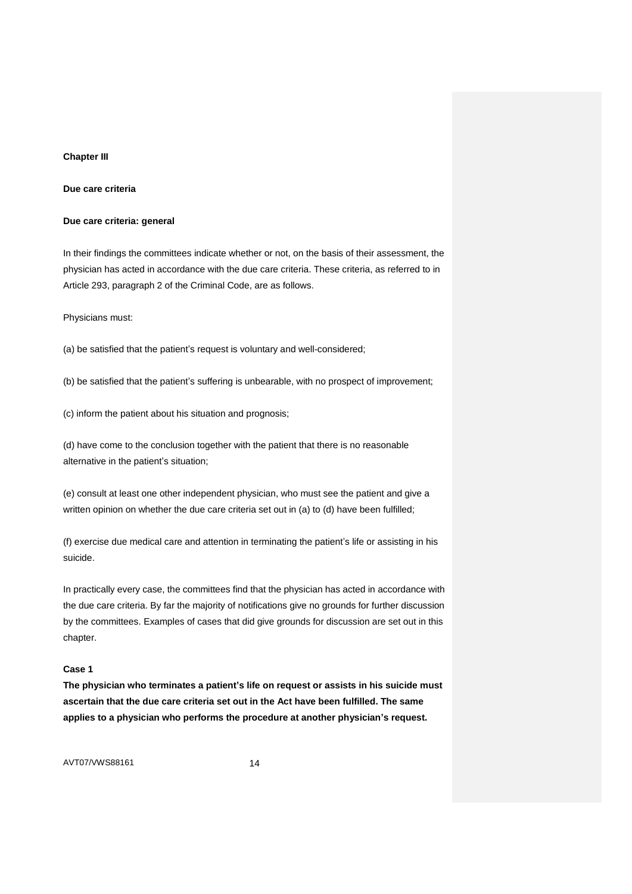## Chapter III

## Due care criteria

### Due care criteria: general

In their findings the committees indicate whether or not, on the basis of their assessment, the physician has acted in accordance with the due care criteria. These criteria, as referred to in Article 293, paragraph 2 of the Criminal Code, are as follows.

Physicians must:

(a) be satisfied that the patient's request is voluntary and well-considered;

(b) be satisfied that the patient's suffering is unbearable, with no prospect of improvement;

(c) inform the patient about his situation and prognosis;

(d) have come to the conclusion together with the patient that there is no reasonable alternative in the patient's situation;

(e) consult at least one other independent physician, who must see the patient and give a written opinion on whether the due care criteria set out in (a) to (d) have been fulfilled;

(f) exercise due medical care and attention in terminating the patient's life or assisting in his suicide.

In practically every case, the committees find that the physician has acted in accordance with the due care criteria. By far the majority of notifications give no grounds for further discussion by the committees. Examples of cases that did give grounds for discussion are set out in this chapter.

**Case 1**

**The physician who terminates a patient's life on request or assists in his suicide must ascertain that the due care criteria set out in the Act have been fulfilled. The same applies to a physician who performs the procedure at another physician's request.**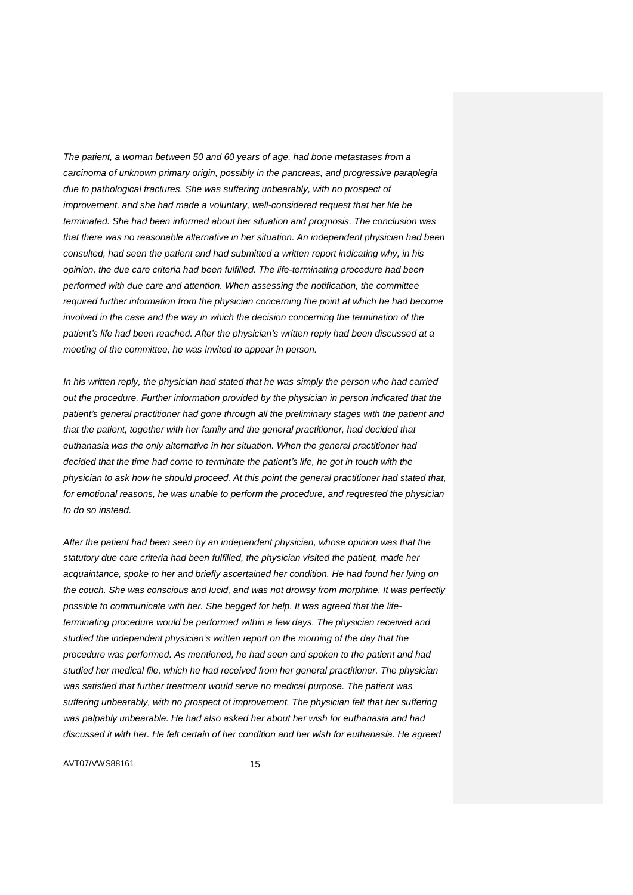*The patient, a woman between 50 and 60 years of age, had bone metastases from a carcinoma of unknown primary origin, possibly in the pancreas, and progressive paraplegia due to pathological fractures. She was suffering unbearably, with no prospect of improvement, and she had made a voluntary, well-considered request that her life be terminated. She had been informed about her situation and prognosis. The conclusion was that there was no reasonable alternative in her situation. An independent physician had been consulted, had seen the patient and had submitted a written report indicating why, in his opinion, the due care criteria had been fulfilled. The life-terminating procedure had been performed with due care and attention. When assessing the notification, the committee required further information from the physician concerning the point at which he had become involved in the case and the way in which the decision concerning the termination of the patient's life had been reached. After the physician's written reply had been discussed at a meeting of the committee, he was invited to appear in person.*

*In his written reply, the physician had stated that he was simply the person who had carried out the procedure. Further information provided by the physician in person indicated that the patient's general practitioner had gone through all the preliminary stages with the patient and that the patient, together with her family and the general practitioner, had decided that euthanasia was the only alternative in her situation. When the general practitioner had decided that the time had come to terminate the patient's life, he got in touch with the physician to ask how he should proceed. At this point the general practitioner had stated that, for emotional reasons, he was unable to perform the procedure, and requested the physician to do so instead.*

*After the patient had been seen by an independent physician, whose opinion was that the statutory due care criteria had been fulfilled, the physician visited the patient, made her acquaintance, spoke to her and briefly ascertained her condition. He had found her lying on the couch. She was conscious and lucid, and was not drowsy from morphine. It was perfectly possible to communicate with her. She begged for help. It was agreed that the life-terminating procedure would be performed within a few days. The physician received and studied the independent physician's written report on the morning of the day that the procedure was performed. As mentioned, he had seen and spoken to the patient and had studied her medical file, which he had received from her general practitioner. The physician was satisfied that further treatment would serve no medical purpose. The patient was suffering unbearably, with no prospect of improvement. The physician felt that her suffering was palpably unbearable. He had also asked her about her wish for euthanasia and had discussed it with her. He felt certain of her condition and her wish for euthanasia. He agreed*

AVT07/VWS88161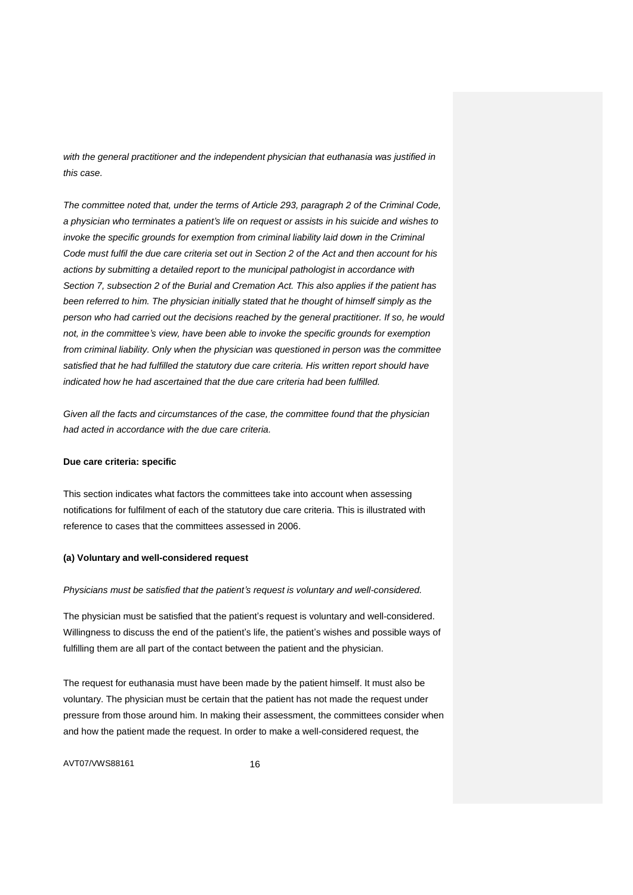*with the general practitioner and the independent physician that euthanasia was justified in this case.*

*The committee noted that, under the terms of Article 293, paragraph 2 of the Criminal Code, a physician who terminates a patient's life on request or assists in his suicide and wishes to invoke the specific grounds for exemption from criminal liability laid down in the Criminal Code must fulfil the due care criteria set out in Section 2 of the Act and then account for his actions by submitting a detailed report to the municipal pathologist in accordance with Section 7, subsection 2 of the Burial and Cremation Act. This also applies if the patient has been referred to him. The physician initially stated that he thought of himself simply as the person who had carried out the decisions reached by the general practitioner. If so, he would not, in the committee's view, have been able to invoke the specific grounds for exemption from criminal liability. Only when the physician was questioned in person was the committee satisfied that he had fulfilled the statutory due care criteria. His written report should have indicated how he had ascertained that the due care criteria had been fulfilled.*

*Given all the facts and circumstances of the case, the committee found that the physician had acted in accordance with the due care criteria.*

**Due care criteria: specific**

This section indicates what factors the committees take into account when assessing notifications for fulfilment of each of the statutory due care criteria. This is illustrated with reference to cases that the committees assessed in 2006.

**(a) Voluntary and well-considered request**

*Physicians must be satisfied that the patient's request is voluntary and well-considered.*

The physician must be satisfied that the patient's request is voluntary and well-considered. Willingness to discuss the end of the patient's life, the patient's wishes and possible ways of fulfilling them are all part of the contact between the patient and the physician.

The request for euthanasia must have been made by the patient himself. It must also be voluntary. The physician must be certain that the patient has not made the request under pressure from those around him. In making their assessment, the committees consider when and how the patient made the request. In order to make a well-considered request, the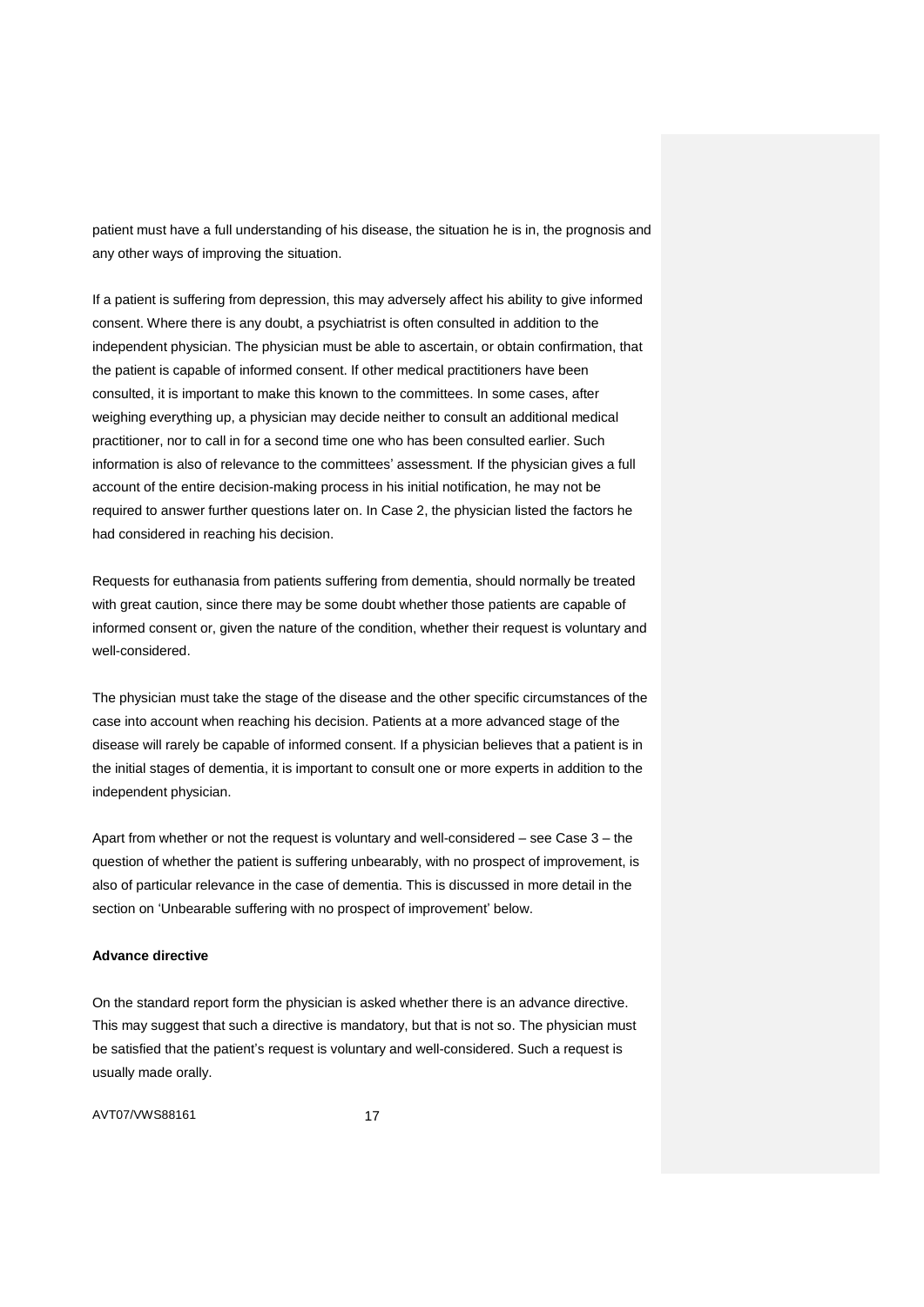patient must have a full understanding of his disease, the situation he is in, the prognosis and any other ways of improving the situation.

If a patient is suffering from depression, this may adversely affect his ability to give informed consent. Where there is any doubt, a psychiatrist is often consulted in addition to the independent physician. The physician must be able to ascertain, or obtain confirmation, that the patient is capable of informed consent. If other medical practitioners have been consulted, it is important to make this known to the committees. In some cases, after weighing everything up, a physician may decide neither to consult an additional medical practitioner, nor to call in for a second time one who has been consulted earlier. Such information is also of relevance to the committees' assessment. If the physician gives a full account of the entire decision-making process in his initial notification, he may not be required to answer further questions later on. In Case 2, the physician listed the factors he had considered in reaching his decision.

Requests for euthanasia from patients suffering from dementia, should normally be treated with great caution, since there may be some doubt whether those patients are capable of informed consent or, given the nature of the condition, whether their request is voluntary and well-considered.

The physician must take the stage of the disease and the other specific circumstances of the case into account when reaching his decision. Patients at a more advanced stage of the disease will rarely be capable of informed consent. If a physician believes that a patient is in the initial stages of dementia, it is important to consult one or more experts in addition to the independent physician.

Apart from whether or not the request is voluntary and well-considered – see Case 3 – the question of whether the patient is suffering unbearably, with no prospect of improvement, is also of particular relevance in the case of dementia. This is discussed in more detail in the section on 'Unbearable suffering with no prospect of improvement' below.

**Advance directive**

On the standard report form the physician is asked whether there is an advance directive. This may suggest that such a directive is mandatory, but that is not so. The physician must be satisfied that the patient's request is voluntary and well-considered. Such a request is usually made orally.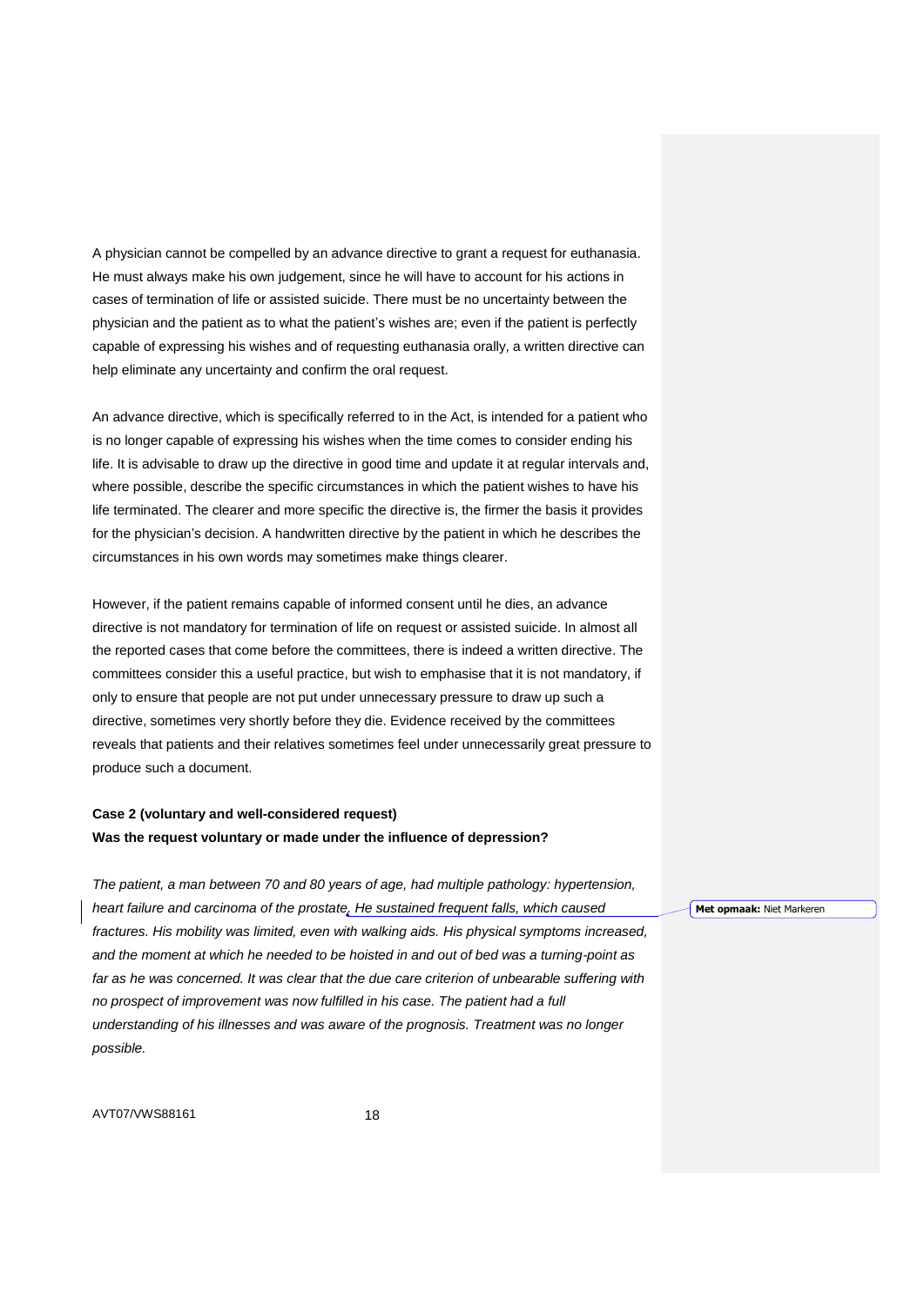A physician cannot be compelled by an advance directive to grant a request for euthanasia. He must always make his own judgement, since he will have to account for his actions in cases of termination of life or assisted suicide. There must be no uncertainty between the physician and the patient as to what the patient's wishes are; even if the patient is perfectly capable of expressing his wishes and of requesting euthanasia orally, a written directive can help eliminate any uncertainty and confirm the oral request.

An advance directive, which is specifically referred to in the Act, is intended for a patient who is no longer capable of expressing his wishes when the time comes to consider ending his life. It is advisable to draw up the directive in good time and update it at regular intervals and, where possible, describe the specific circumstances in which the patient wishes to have his life terminated. The clearer and more specific the directive is, the firmer the basis it provides for the physician's decision. A handwritten directive by the patient in which he describes the circumstances in his own words may sometimes make things clearer.

However, if the patient remains capable of informed consent until he dies, an advance directive is not mandatory for termination of life on request or assisted suicide. In almost all the reported cases that come before the committees, there is indeed a written directive. The committees consider this a useful practice, but wish to emphasise that it is not mandatory, if only to ensure that people are not put under unnecessary pressure to draw up such a directive, sometimes very shortly before they die. Evidence received by the committees reveals that patients and their relatives sometimes feel under unnecessarily great pressure to produce such a document.

**Case 2 (voluntary and well-considered request)**
**Was the request voluntary or made under the influence of depression?**

*The patient, a man between 70 and 80 years of age, had multiple pathology: hypertension, heart failure and carcinoma of the prostate. He sustained frequent falls, which caused fractures. His mobility was limited, even with walking aids. His physical symptoms increased, and the moment at which he needed to be hoisted in and out of bed was a turning-point as far as he was concerned. It was clear that the due care criterion of unbearable suffering with no prospect of improvement was now fulfilled in his case. The patient had a full understanding of his illnesses and was aware of the prognosis. Treatment was no longer possible.*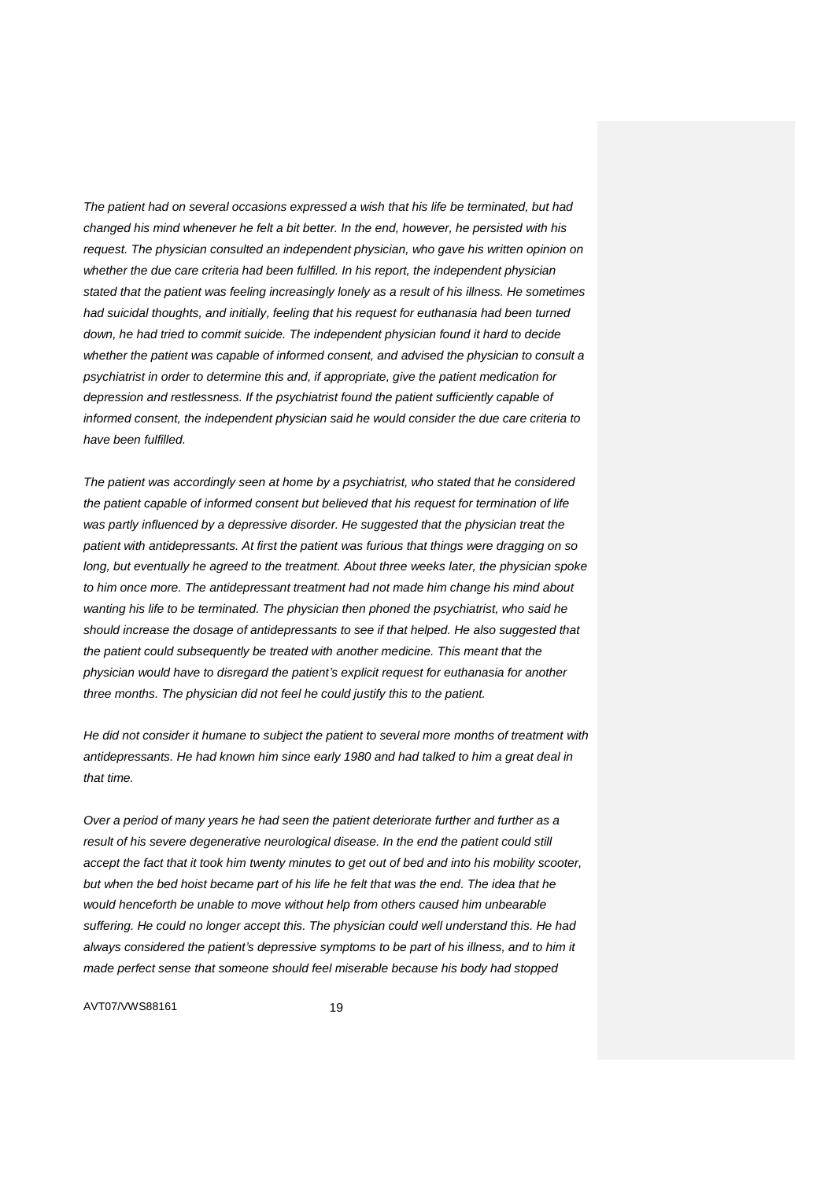*The patient had on several occasions expressed a wish that his life be terminated, but had changed his mind whenever he felt a bit better. In the end, however, he persisted with his request. The physician consulted an independent physician, who gave his written opinion on whether the due care criteria had been fulfilled. In his report, the independent physician stated that the patient was feeling increasingly lonely as a result of his illness. He sometimes had suicidal thoughts, and initially, feeling that his request for euthanasia had been turned down, he had tried to commit suicide. The independent physician found it hard to decide whether the patient was capable of informed consent, and advised the physician to consult a psychiatrist in order to determine this and, if appropriate, give the patient medication for depression and restlessness. If the psychiatrist found the patient sufficiently capable of informed consent, the independent physician said he would consider the due care criteria to have been fulfilled.*

*The patient was accordingly seen at home by a psychiatrist, who stated that he considered the patient capable of informed consent but believed that his request for termination of life was partly influenced by a depressive disorder. He suggested that the physician treat the patient with antidepressants. At first the patient was furious that things were dragging on so long, but eventually he agreed to the treatment. About three weeks later, the physician spoke to him once more. The antidepressant treatment had not made him change his mind about wanting his life to be terminated. The physician then phoned the psychiatrist, who said he should increase the dosage of antidepressants to see if that helped. He also suggested that the patient could subsequently be treated with another medicine. This meant that the physician would have to disregard the patient's explicit request for euthanasia for another three months. The physician did not feel he could justify this to the patient.*

*He did not consider it humane to subject the patient to several more months of treatment with antidepressants. He had known him since early 1980 and had talked to him a great deal in that time.*

*Over a period of many years he had seen the patient deteriorate further and further as a result of his severe degenerative neurological disease. In the end the patient could still accept the fact that it took him twenty minutes to get out of bed and into his mobility scooter, but when the bed hoist became part of his life he felt that was the end. The idea that he would henceforth be unable to move without help from others caused him unbearable suffering. He could no longer accept this. The physician could well understand this. He had always considered the patient's depressive symptoms to be part of his illness, and to him it made perfect sense that someone should feel miserable because his body had stopped*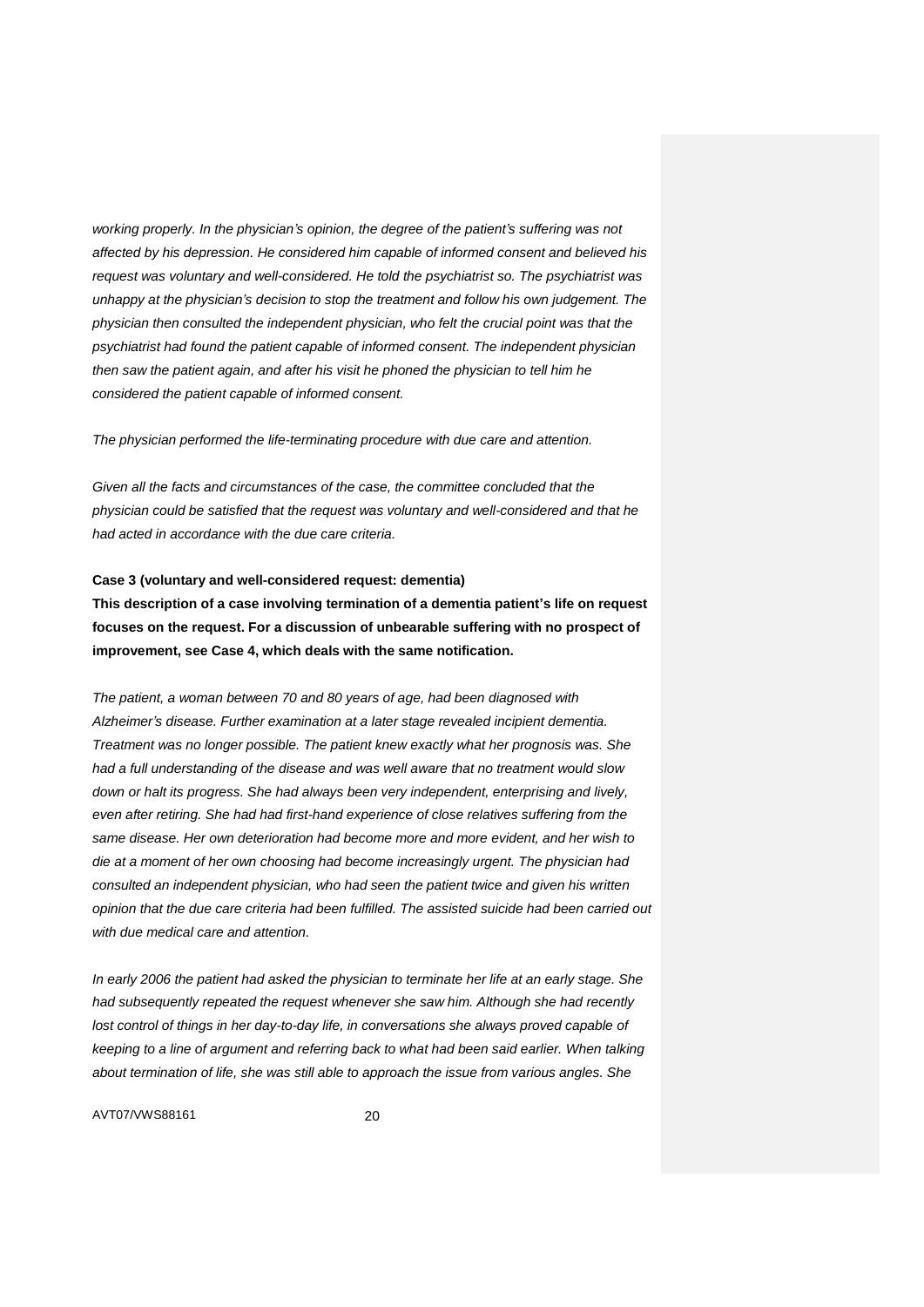*working properly. In the physician's opinion, the degree of the patient's suffering was not affected by his depression. He considered him capable of informed consent and believed his request was voluntary and well-considered. He told the psychiatrist so. The psychiatrist was unhappy at the physician's decision to stop the treatment and follow his own judgement. The physician then consulted the independent physician, who felt the crucial point was that the psychiatrist had found the patient capable of informed consent. The independent physician then saw the patient again, and after his visit he phoned the physician to tell him he considered the patient capable of informed consent.*

*The physician performed the life-terminating procedure with due care and attention.*

*Given all the facts and circumstances of the case, the committee concluded that the physician could be satisfied that the request was voluntary and well-considered and that he had acted in accordance with the due care criteria.*

**Case 3 (voluntary and well-considered request: dementia)**

**This description of a case involving termination of a dementia patient's life on request focuses on the request. For a discussion of unbearable suffering with no prospect of improvement, see Case 4, which deals with the same notification.**

*The patient, a woman between 70 and 80 years of age, had been diagnosed with Alzheimer's disease. Further examination at a later stage revealed incipient dementia. Treatment was no longer possible. The patient knew exactly what her prognosis was. She had a full understanding of the disease and was well aware that no treatment would slow down or halt its progress. She had always been very independent, enterprising and lively, even after retiring. She had had first-hand experience of close relatives suffering from the same disease. Her own deterioration had become more and more evident, and her wish to die at a moment of her own choosing had become increasingly urgent. The physician had consulted an independent physician, who had seen the patient twice and given his written opinion that the due care criteria had been fulfilled. The assisted suicide had been carried out with due medical care and attention.*

*In early 2006 the patient had asked the physician to terminate her life at an early stage. She had subsequently repeated the request whenever she saw him. Although she had recently lost control of things in her day-to-day life, in conversations she always proved capable of keeping to a line of argument and referring back to what had been said earlier. When talking about termination of life, she was still able to approach the issue from various angles. She*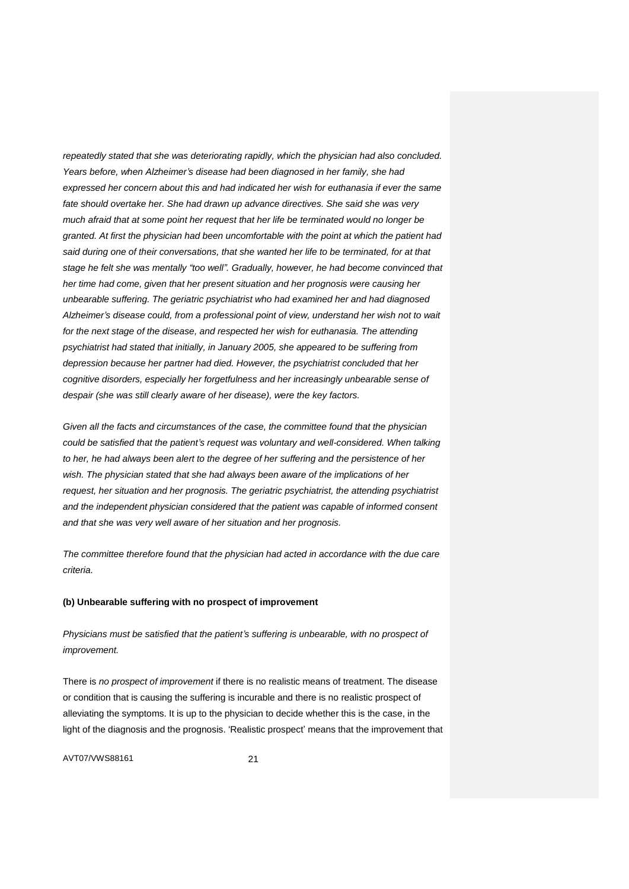*repeatedly stated that she was deteriorating rapidly, which the physician had also concluded. Years before, when Alzheimer's disease had been diagnosed in her family, she had expressed her concern about this and had indicated her wish for euthanasia if ever the same fate should overtake her. She had drawn up advance directives. She said she was very much afraid that at some point her request that her life be terminated would no longer be granted. At first the physician had been uncomfortable with the point at which the patient had said during one of their conversations, that she wanted her life to be terminated, for at that stage he felt she was mentally "too well". Gradually, however, he had become convinced that her time had come, given that her present situation and her prognosis were causing her unbearable suffering. The geriatric psychiatrist who had examined her and had diagnosed Alzheimer's disease could, from a professional point of view, understand her wish not to wait for the next stage of the disease, and respected her wish for euthanasia. The attending psychiatrist had stated that initially, in January 2005, she appeared to be suffering from depression because her partner had died. However, the psychiatrist concluded that her cognitive disorders, especially her forgetfulness and her increasingly unbearable sense of despair (she was still clearly aware of her disease), were the key factors.*

*Given all the facts and circumstances of the case, the committee found that the physician could be satisfied that the patient's request was voluntary and well-considered. When talking to her, he had always been alert to the degree of her suffering and the persistence of her wish. The physician stated that she had always been aware of the implications of her request, her situation and her prognosis. The geriatric psychiatrist, the attending psychiatrist and the independent physician considered that the patient was capable of informed consent and that she was very well aware of her situation and her prognosis.*

*The committee therefore found that the physician had acted in accordance with the due care criteria.*

**(b) Unbearable suffering with no prospect of improvement**

*Physicians must be satisfied that the patient's suffering is unbearable, with no prospect of improvement.*

There is *no prospect of improvement* if there is no realistic means of treatment. The disease or condition that is causing the suffering is incurable and there is no realistic prospect of alleviating the symptoms. It is up to the physician to decide whether this is the case, in the light of the diagnosis and the prognosis. 'Realistic prospect' means that the improvement that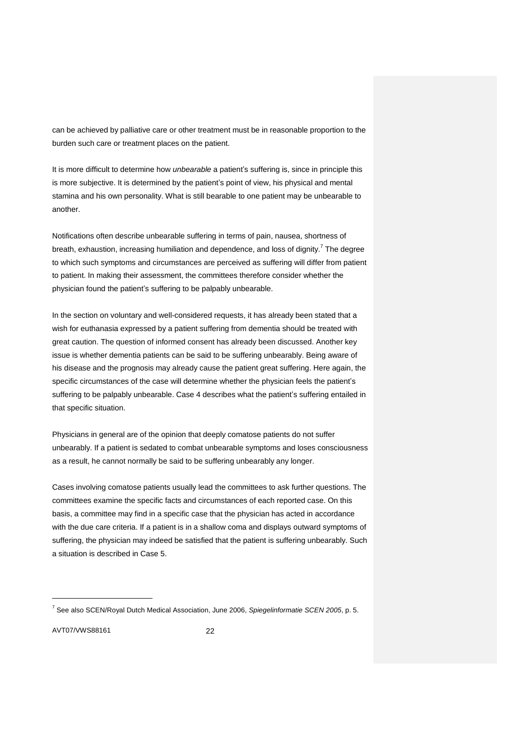can be achieved by palliative care or other treatment must be in reasonable proportion to the burden such care or treatment places on the patient.

It is more difficult to determine how *unbearable* a patient's suffering is, since in principle this is more subjective. It is determined by the patient's point of view, his physical and mental stamina and his own personality. What is still bearable to one patient may be unbearable to another.

Notifications often describe unbearable suffering in terms of pain, nausea, shortness of breath, exhaustion, increasing humiliation and dependence, and loss of dignity.[7] The degree to which such symptoms and circumstances are perceived as suffering will differ from patient to patient. In making their assessment, the committees therefore consider whether the physician found the patient's suffering to be palpably unbearable.

In the section on voluntary and well-considered requests, it has already been stated that a wish for euthanasia expressed by a patient suffering from dementia should be treated with great caution. The question of informed consent has already been discussed. Another key issue is whether dementia patients can be said to be suffering unbearably. Being aware of his disease and the prognosis may already cause the patient great suffering. Here again, the specific circumstances of the case will determine whether the physician feels the patient's suffering to be palpably unbearable. Case 4 describes what the patient's suffering entailed in that specific situation.

Physicians in general are of the opinion that deeply comatose patients do not suffer unbearably. If a patient is sedated to combat unbearable symptoms and loses consciousness as a result, he cannot normally be said to be suffering unbearably any longer.

Cases involving comatose patients usually lead the committees to ask further questions. The committees examine the specific facts and circumstances of each reported case. On this basis, a committee may find in a specific case that the physician has acted in accordance with the due care criteria. If a patient is in a shallow coma and displays outward symptoms of suffering, the physician may indeed be satisfied that the patient is suffering unbearably. Such a situation is described in Case 5.

---

[7] See also SCEN/Royal Dutch Medical Association, June 2006, *Spiegelinformatie SCEN 2005*, p. 5.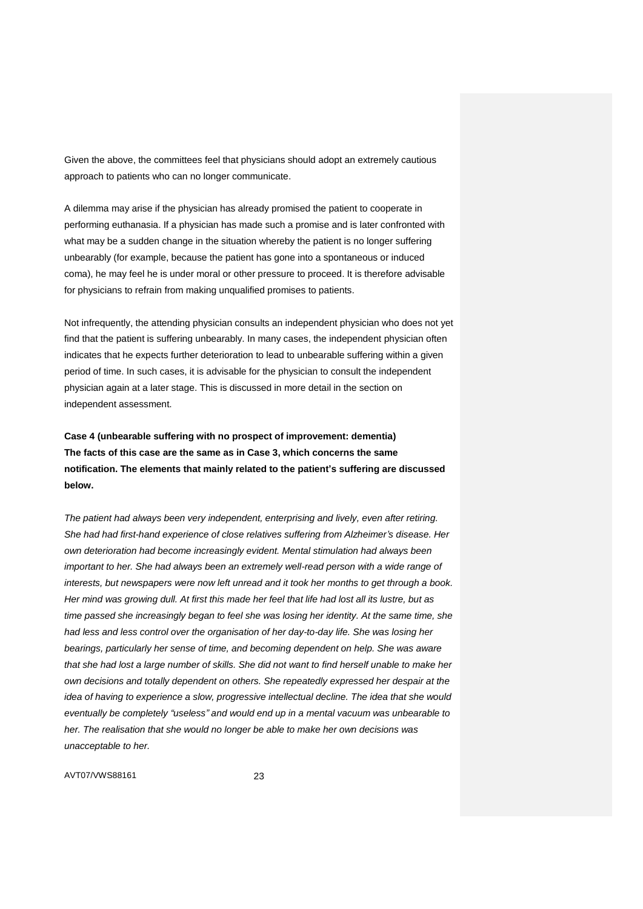Given the above, the committees feel that physicians should adopt an extremely cautious approach to patients who can no longer communicate.

A dilemma may arise if the physician has already promised the patient to cooperate in performing euthanasia. If a physician has made such a promise and is later confronted with what may be a sudden change in the situation whereby the patient is no longer suffering unbearably (for example, because the patient has gone into a spontaneous or induced coma), he may feel he is under moral or other pressure to proceed. It is therefore advisable for physicians to refrain from making unqualified promises to patients.

Not infrequently, the attending physician consults an independent physician who does not yet find that the patient is suffering unbearably. In many cases, the independent physician often indicates that he expects further deterioration to lead to unbearable suffering within a given period of time. In such cases, it is advisable for the physician to consult the independent physician again at a later stage. This is discussed in more detail in the section on independent assessment.

**Case 4 (unbearable suffering with no prospect of improvement: dementia)**
**The facts of this case are the same as in Case 3, which concerns the same notification. The elements that mainly related to the patient's suffering are discussed below.**

*The patient had always been very independent, enterprising and lively, even after retiring. She had had first-hand experience of close relatives suffering from Alzheimer's disease. Her own deterioration had become increasingly evident. Mental stimulation had always been important to her. She had always been an extremely well-read person with a wide range of interests, but newspapers were now left unread and it took her months to get through a book. Her mind was growing dull. At first this made her feel that life had lost all its lustre, but as time passed she increasingly began to feel she was losing her identity. At the same time, she had less and less control over the organisation of her day-to-day life. She was losing her bearings, particularly her sense of time, and becoming dependent on help. She was aware that she had lost a large number of skills. She did not want to find herself unable to make her own decisions and totally dependent on others. She repeatedly expressed her despair at the idea of having to experience a slow, progressive intellectual decline. The idea that she would eventually be completely "useless" and would end up in a mental vacuum was unbearable to her. The realisation that she would no longer be able to make her own decisions was unacceptable to her.*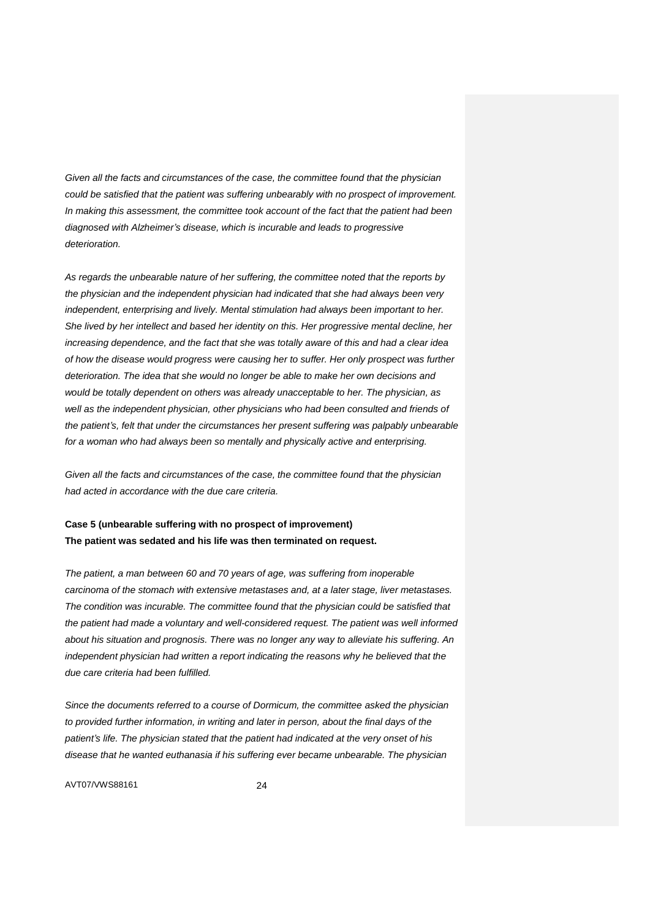*Given all the facts and circumstances of the case, the committee found that the physician could be satisfied that the patient was suffering unbearably with no prospect of improvement. In making this assessment, the committee took account of the fact that the patient had been diagnosed with Alzheimer's disease, which is incurable and leads to progressive deterioration.*

*As regards the unbearable nature of her suffering, the committee noted that the reports by the physician and the independent physician had indicated that she had always been very independent, enterprising and lively. Mental stimulation had always been important to her. She lived by her intellect and based her identity on this. Her progressive mental decline, her increasing dependence, and the fact that she was totally aware of this and had a clear idea of how the disease would progress were causing her to suffer. Her only prospect was further deterioration. The idea that she would no longer be able to make her own decisions and would be totally dependent on others was already unacceptable to her. The physician, as well as the independent physician, other physicians who had been consulted and friends of the patient's, felt that under the circumstances her present suffering was palpably unbearable for a woman who had always been so mentally and physically active and enterprising.*

*Given all the facts and circumstances of the case, the committee found that the physician had acted in accordance with the due care criteria.*

**Case 5 (unbearable suffering with no prospect of improvement)**
**The patient was sedated and his life was then terminated on request.**

*The patient, a man between 60 and 70 years of age, was suffering from inoperable carcinoma of the stomach with extensive metastases and, at a later stage, liver metastases. The condition was incurable. The committee found that the physician could be satisfied that the patient had made a voluntary and well-considered request. The patient was well informed about his situation and prognosis. There was no longer any way to alleviate his suffering. An independent physician had written a report indicating the reasons why he believed that the due care criteria had been fulfilled.*

*Since the documents referred to a course of Dormicum, the committee asked the physician to provided further information, in writing and later in person, about the final days of the patient's life. The physician stated that the patient had indicated at the very onset of his disease that he wanted euthanasia if his suffering ever became unbearable. The physician*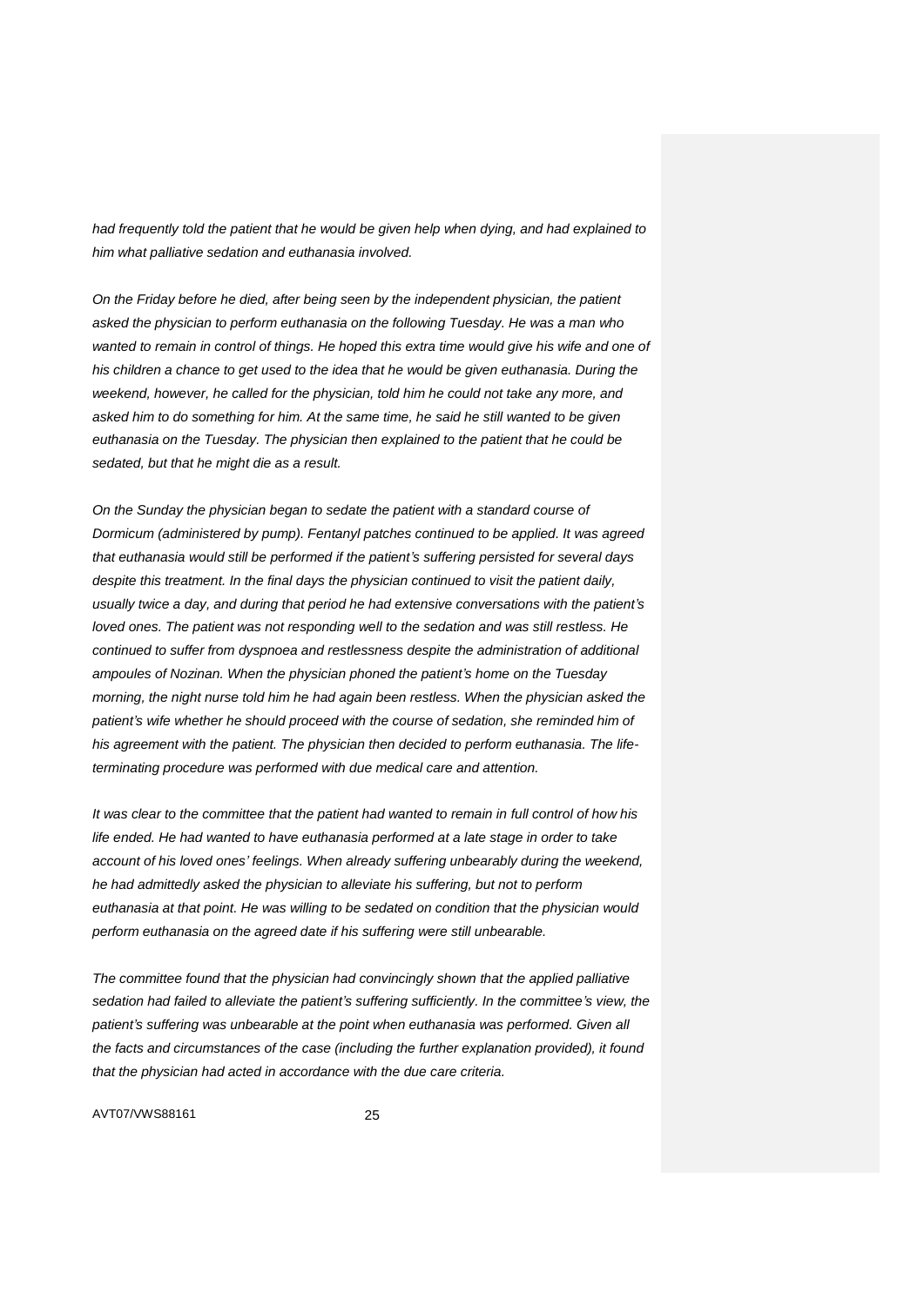*had frequently told the patient that he would be given help when dying, and had explained to him what palliative sedation and euthanasia involved.*

*On the Friday before he died, after being seen by the independent physician, the patient asked the physician to perform euthanasia on the following Tuesday. He was a man who wanted to remain in control of things. He hoped this extra time would give his wife and one of his children a chance to get used to the idea that he would be given euthanasia. During the weekend, however, he called for the physician, told him he could not take any more, and asked him to do something for him. At the same time, he said he still wanted to be given euthanasia on the Tuesday. The physician then explained to the patient that he could be sedated, but that he might die as a result.*

*On the Sunday the physician began to sedate the patient with a standard course of Dormicum (administered by pump). Fentanyl patches continued to be applied. It was agreed that euthanasia would still be performed if the patient's suffering persisted for several days despite this treatment. In the final days the physician continued to visit the patient daily, usually twice a day, and during that period he had extensive conversations with the patient's loved ones. The patient was not responding well to the sedation and was still restless. He continued to suffer from dyspnoea and restlessness despite the administration of additional ampoules of Nozinan. When the physician phoned the patient's home on the Tuesday morning, the night nurse told him he had again been restless. When the physician asked the patient's wife whether he should proceed with the course of sedation, she reminded him of his agreement with the patient. The physician then decided to perform euthanasia. The life-terminating procedure was performed with due medical care and attention.*

*It was clear to the committee that the patient had wanted to remain in full control of how his life ended. He had wanted to have euthanasia performed at a late stage in order to take account of his loved ones' feelings. When already suffering unbearably during the weekend, he had admittedly asked the physician to alleviate his suffering, but not to perform euthanasia at that point. He was willing to be sedated on condition that the physician would perform euthanasia on the agreed date if his suffering were still unbearable.*

*The committee found that the physician had convincingly shown that the applied palliative sedation had failed to alleviate the patient's suffering sufficiently. In the committee's view, the patient's suffering was unbearable at the point when euthanasia was performed. Given all the facts and circumstances of the case (including the further explanation provided), it found that the physician had acted in accordance with the due care criteria.*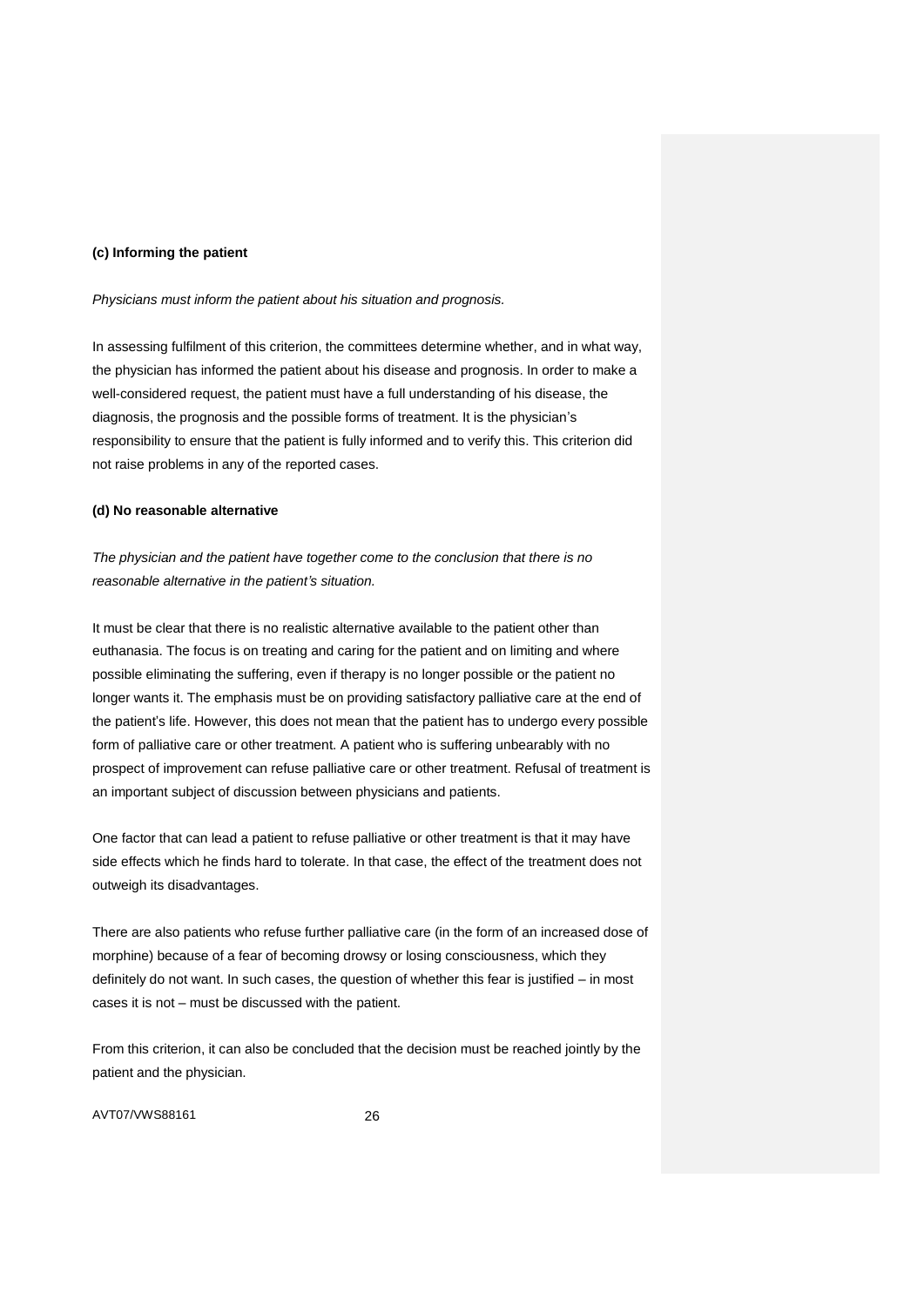**(c) Informing the patient**

*Physicians must inform the patient about his situation and prognosis.*

In assessing fulfilment of this criterion, the committees determine whether, and in what way, the physician has informed the patient about his disease and prognosis. In order to make a well-considered request, the patient must have a full understanding of his disease, the diagnosis, the prognosis and the possible forms of treatment. It is the physician's responsibility to ensure that the patient is fully informed and to verify this. This criterion did not raise problems in any of the reported cases.

**(d) No reasonable alternative**

*The physician and the patient have together come to the conclusion that there is no reasonable alternative in the patient's situation.*

It must be clear that there is no realistic alternative available to the patient other than euthanasia. The focus is on treating and caring for the patient and on limiting and where possible eliminating the suffering, even if therapy is no longer possible or the patient no longer wants it. The emphasis must be on providing satisfactory palliative care at the end of the patient's life. However, this does not mean that the patient has to undergo every possible form of palliative care or other treatment. A patient who is suffering unbearably with no prospect of improvement can refuse palliative care or other treatment. Refusal of treatment is an important subject of discussion between physicians and patients.

One factor that can lead a patient to refuse palliative or other treatment is that it may have side effects which he finds hard to tolerate. In that case, the effect of the treatment does not outweigh its disadvantages.

There are also patients who refuse further palliative care (in the form of an increased dose of morphine) because of a fear of becoming drowsy or losing consciousness, which they definitely do not want. In such cases, the question of whether this fear is justified – in most cases it is not – must be discussed with the patient.

From this criterion, it can also be concluded that the decision must be reached jointly by the patient and the physician.

AVT07/VWS88161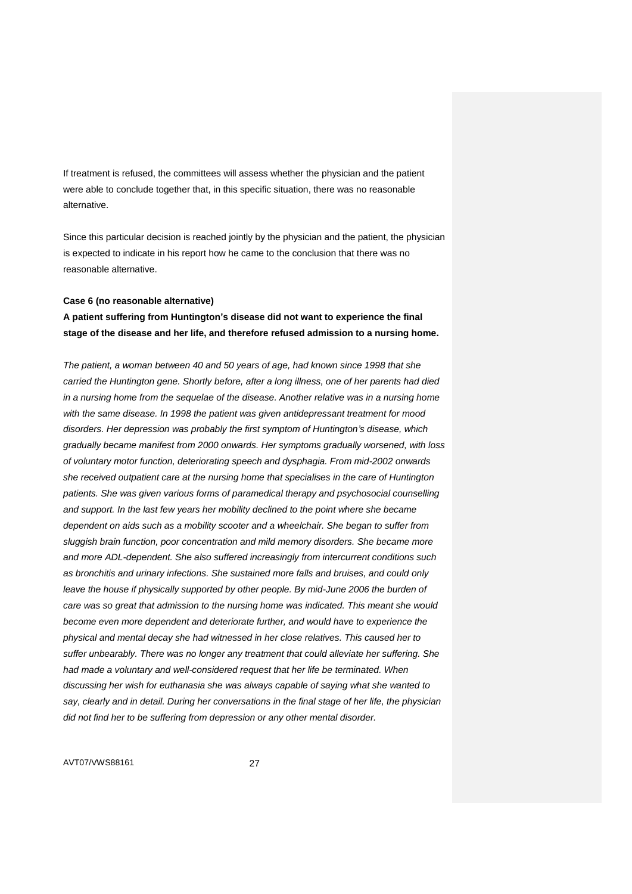If treatment is refused, the committees will assess whether the physician and the patient were able to conclude together that, in this specific situation, there was no reasonable alternative.

Since this particular decision is reached jointly by the physician and the patient, the physician is expected to indicate in his report how he came to the conclusion that there was no reasonable alternative.

**Case 6 (no reasonable alternative)**

**A patient suffering from Huntington's disease did not want to experience the final stage of the disease and her life, and therefore refused admission to a nursing home.**

*The patient, a woman between 40 and 50 years of age, had known since 1998 that she carried the Huntington gene. Shortly before, after a long illness, one of her parents had died in a nursing home from the sequelae of the disease. Another relative was in a nursing home with the same disease. In 1998 the patient was given antidepressant treatment for mood disorders. Her depression was probably the first symptom of Huntington's disease, which gradually became manifest from 2000 onwards. Her symptoms gradually worsened, with loss of voluntary motor function, deteriorating speech and dysphagia. From mid-2002 onwards she received outpatient care at the nursing home that specialises in the care of Huntington patients. She was given various forms of paramedical therapy and psychosocial counselling and support. In the last few years her mobility declined to the point where she became dependent on aids such as a mobility scooter and a wheelchair. She began to suffer from sluggish brain function, poor concentration and mild memory disorders. She became more and more ADL-dependent. She also suffered increasingly from intercurrent conditions such as bronchitis and urinary infections. She sustained more falls and bruises, and could only leave the house if physically supported by other people. By mid-June 2006 the burden of care was so great that admission to the nursing home was indicated. This meant she would become even more dependent and deteriorate further, and would have to experience the physical and mental decay she had witnessed in her close relatives. This caused her to suffer unbearably. There was no longer any treatment that could alleviate her suffering. She had made a voluntary and well-considered request that her life be terminated. When discussing her wish for euthanasia she was always capable of saying what she wanted to say, clearly and in detail. During her conversations in the final stage of her life, the physician did not find her to be suffering from depression or any other mental disorder.*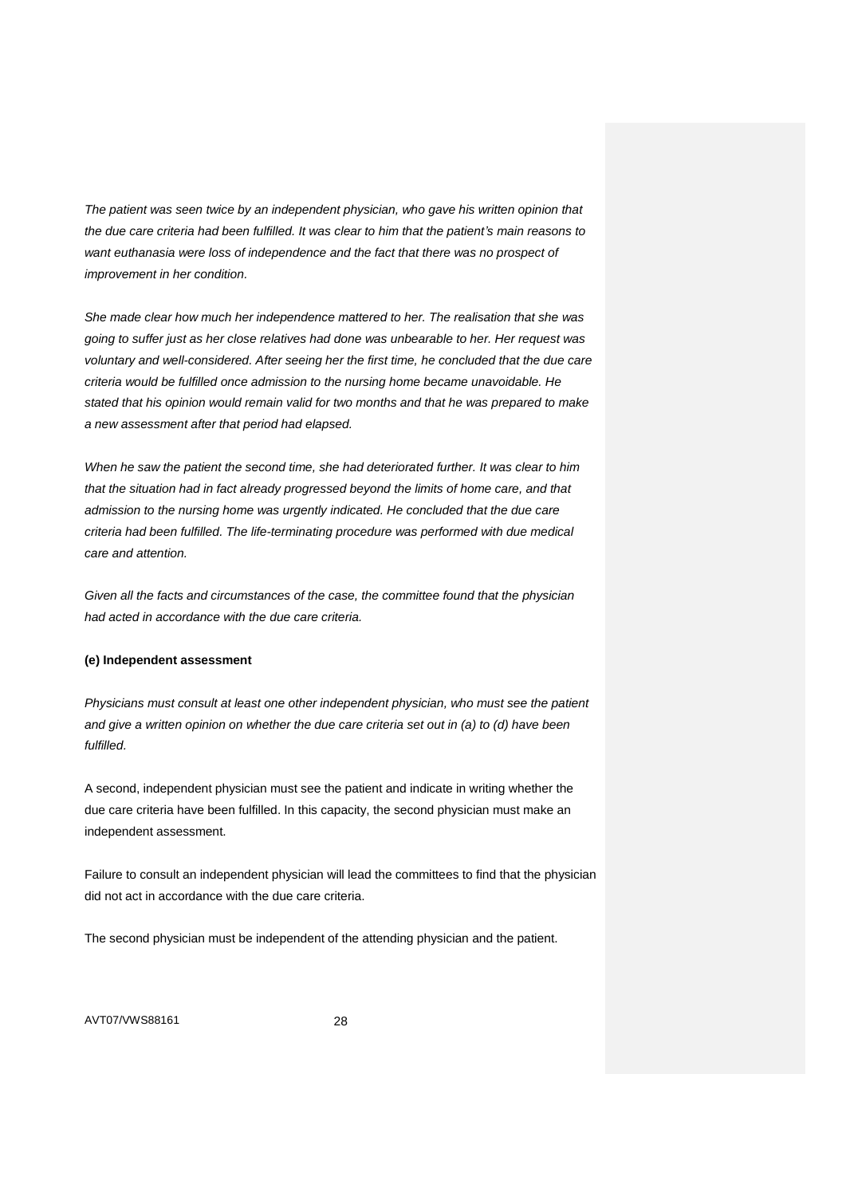*The patient was seen twice by an independent physician, who gave his written opinion that the due care criteria had been fulfilled. It was clear to him that the patient's main reasons to want euthanasia were loss of independence and the fact that there was no prospect of improvement in her condition.*

*She made clear how much her independence mattered to her. The realisation that she was going to suffer just as her close relatives had done was unbearable to her. Her request was voluntary and well-considered. After seeing her the first time, he concluded that the due care criteria would be fulfilled once admission to the nursing home became unavoidable. He stated that his opinion would remain valid for two months and that he was prepared to make a new assessment after that period had elapsed.*

*When he saw the patient the second time, she had deteriorated further. It was clear to him that the situation had in fact already progressed beyond the limits of home care, and that admission to the nursing home was urgently indicated. He concluded that the due care criteria had been fulfilled. The life-terminating procedure was performed with due medical care and attention.*

*Given all the facts and circumstances of the case, the committee found that the physician had acted in accordance with the due care criteria.*

**(e) Independent assessment**

*Physicians must consult at least one other independent physician, who must see the patient and give a written opinion on whether the due care criteria set out in (a) to (d) have been fulfilled.*

A second, independent physician must see the patient and indicate in writing whether the due care criteria have been fulfilled. In this capacity, the second physician must make an independent assessment.

Failure to consult an independent physician will lead the committees to find that the physician did not act in accordance with the due care criteria.

The second physician must be independent of the attending physician and the patient.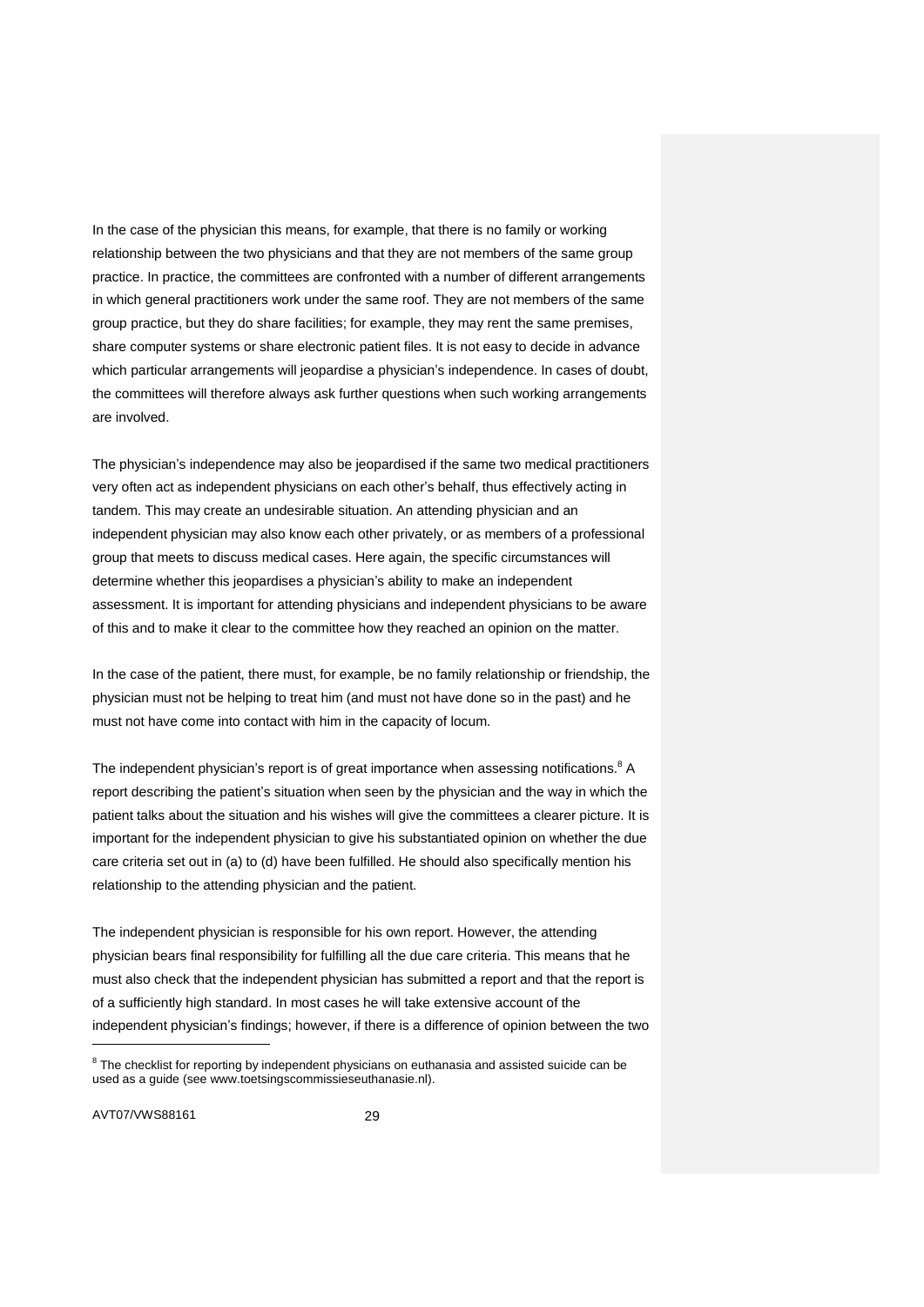In the case of the physician this means, for example, that there is no family or working relationship between the two physicians and that they are not members of the same group practice. In practice, the committees are confronted with a number of different arrangements in which general practitioners work under the same roof. They are not members of the same group practice, but they do share facilities; for example, they may rent the same premises, share computer systems or share electronic patient files. It is not easy to decide in advance which particular arrangements will jeopardise a physician's independence. In cases of doubt, the committees will therefore always ask further questions when such working arrangements are involved.

The physician's independence may also be jeopardised if the same two medical practitioners very often act as independent physicians on each other's behalf, thus effectively acting in tandem. This may create an undesirable situation. An attending physician and an independent physician may also know each other privately, or as members of a professional group that meets to discuss medical cases. Here again, the specific circumstances will determine whether this jeopardises a physician's ability to make an independent assessment. It is important for attending physicians and independent physicians to be aware of this and to make it clear to the committee how they reached an opinion on the matter.

In the case of the patient, there must, for example, be no family relationship or friendship, the physician must not be helping to treat him (and must not have done so in the past) and he must not have come into contact with him in the capacity of locum.

The independent physician's report is of great importance when assessing notifications.[8] A report describing the patient's situation when seen by the physician and the way in which the patient talks about the situation and his wishes will give the committees a clearer picture. It is important for the independent physician to give his substantiated opinion on whether the due care criteria set out in (a) to (d) have been fulfilled. He should also specifically mention his relationship to the attending physician and the patient.

The independent physician is responsible for his own report. However, the attending physician bears final responsibility for fulfilling all the due care criteria. This means that he must also check that the independent physician has submitted a report and that the report is of a sufficiently high standard. In most cases he will take extensive account of the independent physician's findings; however, if there is a difference of opinion between the two

[8] The checklist for reporting by independent physicians on euthanasia and assisted suicide can be used as a guide (see www.toetsingscommissieseuthanasie.nl).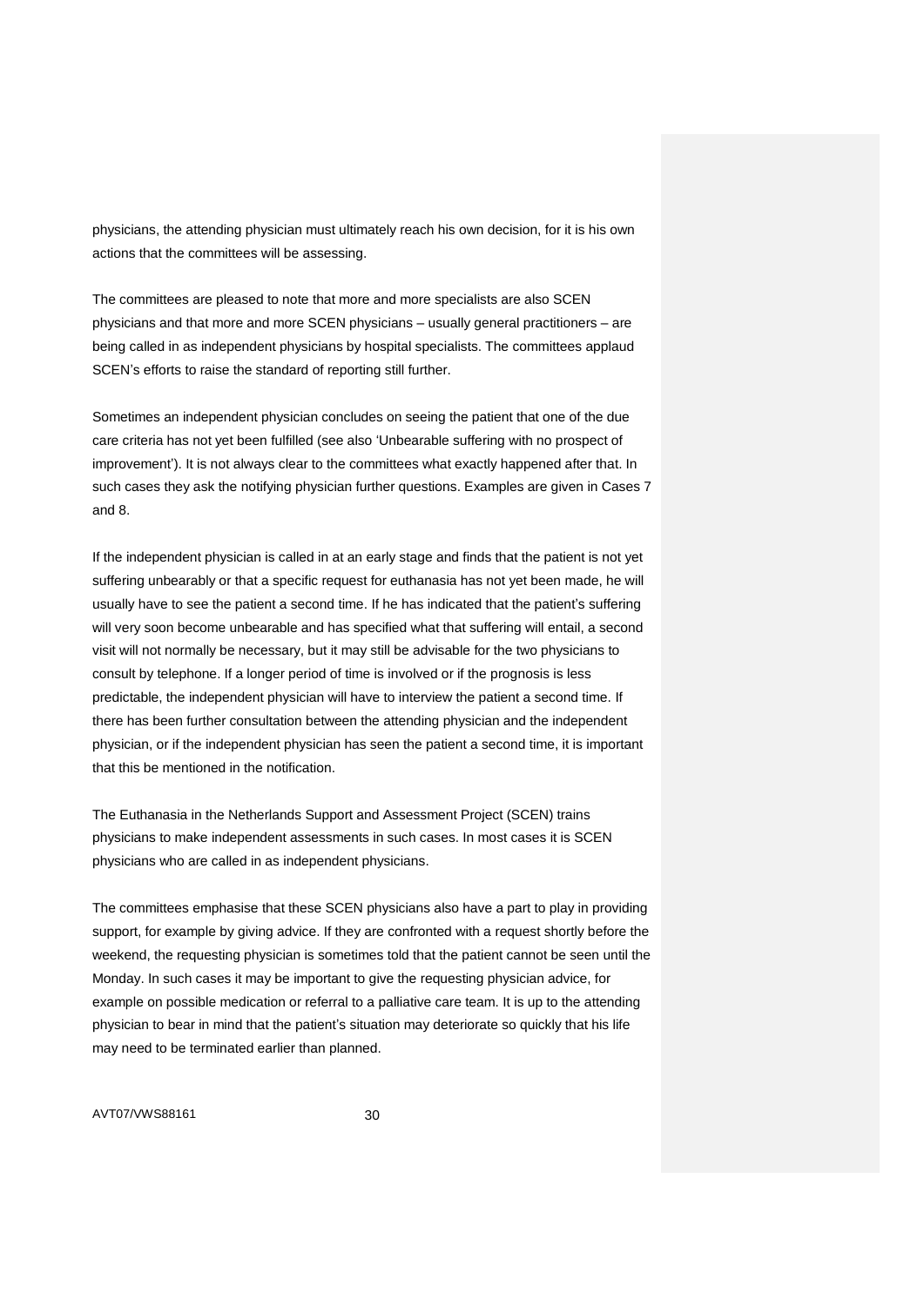physicians, the attending physician must ultimately reach his own decision, for it is his own actions that the committees will be assessing.

The committees are pleased to note that more and more specialists are also SCEN physicians and that more and more SCEN physicians – usually general practitioners – are being called in as independent physicians by hospital specialists. The committees applaud SCEN's efforts to raise the standard of reporting still further.

Sometimes an independent physician concludes on seeing the patient that one of the due care criteria has not yet been fulfilled (see also 'Unbearable suffering with no prospect of improvement'). It is not always clear to the committees what exactly happened after that. In such cases they ask the notifying physician further questions. Examples are given in Cases 7 and 8.

If the independent physician is called in at an early stage and finds that the patient is not yet suffering unbearably or that a specific request for euthanasia has not yet been made, he will usually have to see the patient a second time. If he has indicated that the patient's suffering will very soon become unbearable and has specified what that suffering will entail, a second visit will not normally be necessary, but it may still be advisable for the two physicians to consult by telephone. If a longer period of time is involved or if the prognosis is less predictable, the independent physician will have to interview the patient a second time. If there has been further consultation between the attending physician and the independent physician, or if the independent physician has seen the patient a second time, it is important that this be mentioned in the notification.

The Euthanasia in the Netherlands Support and Assessment Project (SCEN) trains physicians to make independent assessments in such cases. In most cases it is SCEN physicians who are called in as independent physicians.

The committees emphasise that these SCEN physicians also have a part to play in providing support, for example by giving advice. If they are confronted with a request shortly before the weekend, the requesting physician is sometimes told that the patient cannot be seen until the Monday. In such cases it may be important to give the requesting physician advice, for example on possible medication or referral to a palliative care team. It is up to the attending physician to bear in mind that the patient's situation may deteriorate so quickly that his life may need to be terminated earlier than planned.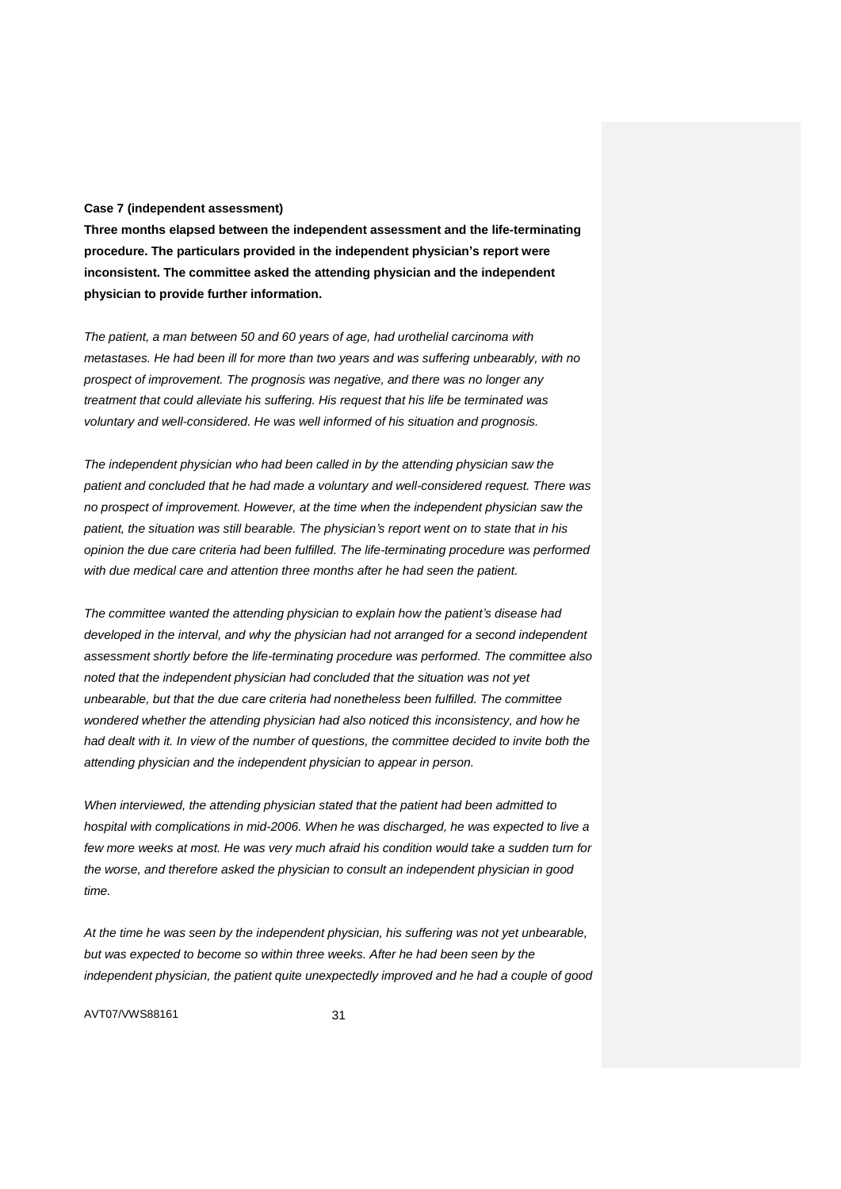**Case 7 (independent assessment)**

**Three months elapsed between the independent assessment and the life-terminating procedure. The particulars provided in the independent physician's report were inconsistent. The committee asked the attending physician and the independent physician to provide further information.**

*The patient, a man between 50 and 60 years of age, had urothelial carcinoma with metastases. He had been ill for more than two years and was suffering unbearably, with no prospect of improvement. The prognosis was negative, and there was no longer any treatment that could alleviate his suffering. His request that his life be terminated was voluntary and well-considered. He was well informed of his situation and prognosis.*

*The independent physician who had been called in by the attending physician saw the patient and concluded that he had made a voluntary and well-considered request. There was no prospect of improvement. However, at the time when the independent physician saw the patient, the situation was still bearable. The physician's report went on to state that in his opinion the due care criteria had been fulfilled. The life-terminating procedure was performed with due medical care and attention three months after he had seen the patient.*

*The committee wanted the attending physician to explain how the patient's disease had developed in the interval, and why the physician had not arranged for a second independent assessment shortly before the life-terminating procedure was performed. The committee also noted that the independent physician had concluded that the situation was not yet unbearable, but that the due care criteria had nonetheless been fulfilled. The committee wondered whether the attending physician had also noticed this inconsistency, and how he had dealt with it. In view of the number of questions, the committee decided to invite both the attending physician and the independent physician to appear in person.*

*When interviewed, the attending physician stated that the patient had been admitted to hospital with complications in mid-2006. When he was discharged, he was expected to live a few more weeks at most. He was very much afraid his condition would take a sudden turn for the worse, and therefore asked the physician to consult an independent physician in good time.*

*At the time he was seen by the independent physician, his suffering was not yet unbearable, but was expected to become so within three weeks. After he had been seen by the independent physician, the patient quite unexpectedly improved and he had a couple of good*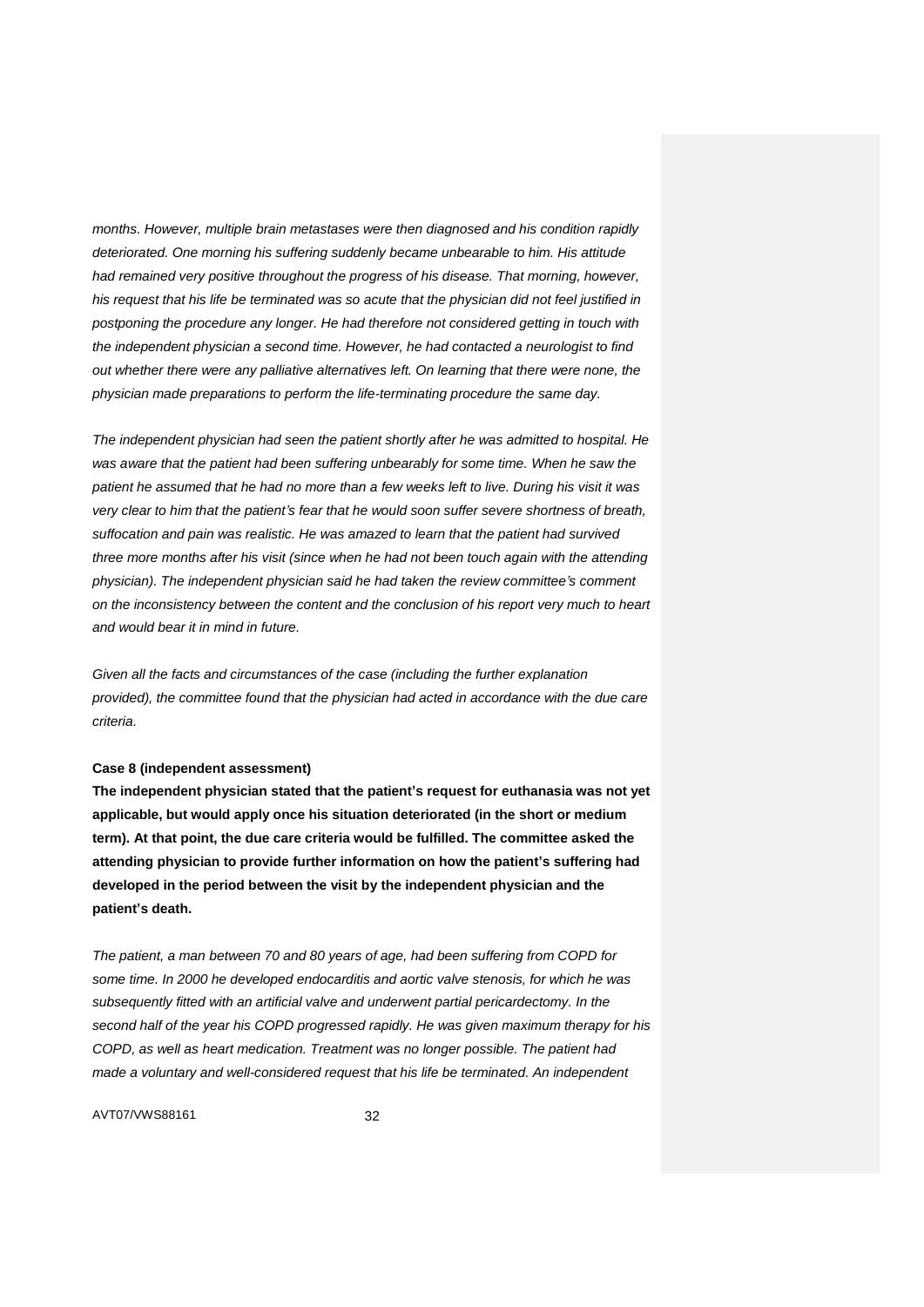*months. However, multiple brain metastases were then diagnosed and his condition rapidly deteriorated. One morning his suffering suddenly became unbearable to him. His attitude had remained very positive throughout the progress of his disease. That morning, however, his request that his life be terminated was so acute that the physician did not feel justified in postponing the procedure any longer. He had therefore not considered getting in touch with the independent physician a second time. However, he had contacted a neurologist to find out whether there were any palliative alternatives left. On learning that there were none, the physician made preparations to perform the life-terminating procedure the same day.*

*The independent physician had seen the patient shortly after he was admitted to hospital. He was aware that the patient had been suffering unbearably for some time. When he saw the patient he assumed that he had no more than a few weeks left to live. During his visit it was very clear to him that the patient's fear that he would soon suffer severe shortness of breath, suffocation and pain was realistic. He was amazed to learn that the patient had survived three more months after his visit (since when he had not been touch again with the attending physician). The independent physician said he had taken the review committee's comment on the inconsistency between the content and the conclusion of his report very much to heart and would bear it in mind in future.*

*Given all the facts and circumstances of the case (including the further explanation provided), the committee found that the physician had acted in accordance with the due care criteria.*

**Case 8 (independent assessment)**

**The independent physician stated that the patient's request for euthanasia was not yet applicable, but would apply once his situation deteriorated (in the short or medium term). At that point, the due care criteria would be fulfilled. The committee asked the attending physician to provide further information on how the patient's suffering had developed in the period between the visit by the independent physician and the patient's death.**

*The patient, a man between 70 and 80 years of age, had been suffering from COPD for some time. In 2000 he developed endocarditis and aortic valve stenosis, for which he was subsequently fitted with an artificial valve and underwent partial pericardectomy. In the second half of the year his COPD progressed rapidly. He was given maximum therapy for his COPD, as well as heart medication. Treatment was no longer possible. The patient had made a voluntary and well-considered request that his life be terminated. An independent*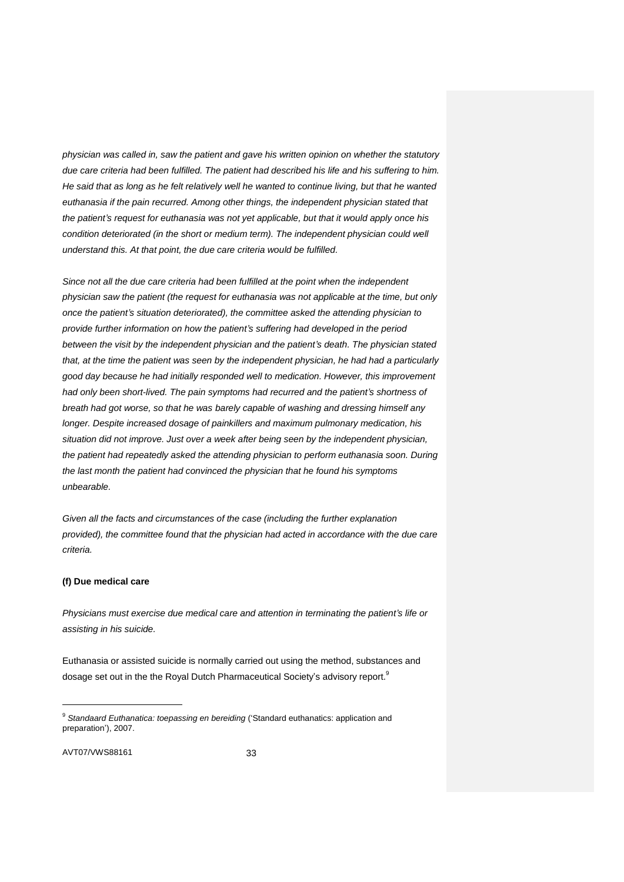*physician was called in, saw the patient and gave his written opinion on whether the statutory due care criteria had been fulfilled. The patient had described his life and his suffering to him. He said that as long as he felt relatively well he wanted to continue living, but that he wanted euthanasia if the pain recurred. Among other things, the independent physician stated that the patient's request for euthanasia was not yet applicable, but that it would apply once his condition deteriorated (in the short or medium term). The independent physician could well understand this. At that point, the due care criteria would be fulfilled.*

*Since not all the due care criteria had been fulfilled at the point when the independent physician saw the patient (the request for euthanasia was not applicable at the time, but only once the patient's situation deteriorated), the committee asked the attending physician to provide further information on how the patient's suffering had developed in the period between the visit by the independent physician and the patient's death. The physician stated that, at the time the patient was seen by the independent physician, he had had a particularly good day because he had initially responded well to medication. However, this improvement had only been short-lived. The pain symptoms had recurred and the patient's shortness of breath had got worse, so that he was barely capable of washing and dressing himself any longer. Despite increased dosage of painkillers and maximum pulmonary medication, his situation did not improve. Just over a week after being seen by the independent physician, the patient had repeatedly asked the attending physician to perform euthanasia soon. During the last month the patient had convinced the physician that he found his symptoms unbearable.*

*Given all the facts and circumstances of the case (including the further explanation provided), the committee found that the physician had acted in accordance with the due care criteria.*

**(f) Due medical care**

*Physicians must exercise due medical care and attention in terminating the patient's life or assisting in his suicide.*

Euthanasia or assisted suicide is normally carried out using the method, substances and dosage set out in the the Royal Dutch Pharmaceutical Society's advisory report.[9]

---

[9] *Standaard Euthanatica: toepassing en bereiding* ('Standard euthanatics: application and preparation'), 2007.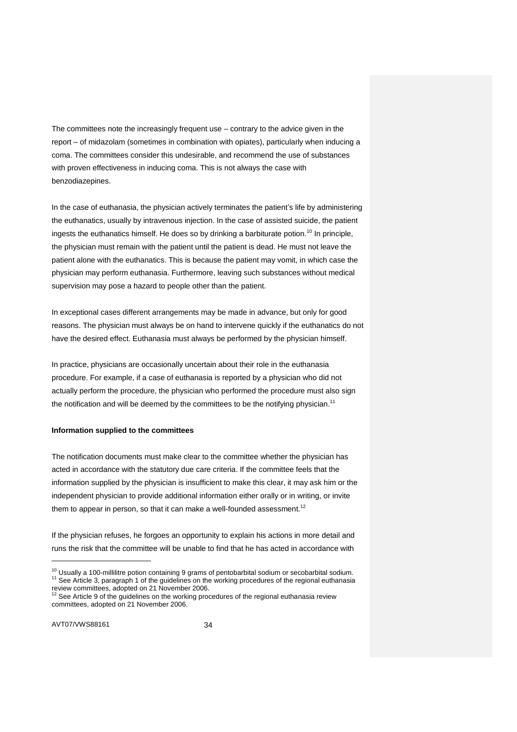The committees note the increasingly frequent use – contrary to the advice given in the report – of midazolam (sometimes in combination with opiates), particularly when inducing a coma. The committees consider this undesirable, and recommend the use of substances with proven effectiveness in inducing coma. This is not always the case with benzodiazepines.

In the case of euthanasia, the physician actively terminates the patient's life by administering the euthanatics, usually by intravenous injection. In the case of assisted suicide, the patient ingests the euthanatics himself. He does so by drinking a barbiturate potion.[10] In principle, the physician must remain with the patient until the patient is dead. He must not leave the patient alone with the euthanatics. This is because the patient may vomit, in which case the physician may perform euthanasia. Furthermore, leaving such substances without medical supervision may pose a hazard to people other than the patient.

In exceptional cases different arrangements may be made in advance, but only for good reasons. The physician must always be on hand to intervene quickly if the euthanatics do not have the desired effect. Euthanasia must always be performed by the physician himself.

In practice, physicians are occasionally uncertain about their role in the euthanasia procedure. For example, if a case of euthanasia is reported by a physician who did not actually perform the procedure, the physician who performed the procedure must also sign the notification and will be deemed by the committees to be the notifying physician.[11]

**Information supplied to the committees**

The notification documents must make clear to the committee whether the physician has acted in accordance with the statutory due care criteria. If the committee feels that the information supplied by the physician is insufficient to make this clear, it may ask him or the independent physician to provide additional information either orally or in writing, or invite them to appear in person, so that it can make a well-founded assessment.[12]

If the physician refuses, he forgoes an opportunity to explain his actions in more detail and runs the risk that the committee will be unable to find that he has acted in accordance with

---

[10] Usually a 100-millilitre potion containing 9 grams of pentobarbital sodium or secobarbital sodium.
[11] See Article 3, paragraph 1 of the guidelines on the working procedures of the regional euthanasia review committees, adopted on 21 November 2006.
[12] See Article 9 of the guidelines on the working procedures of the regional euthanasia review committees, adopted on 21 November 2006.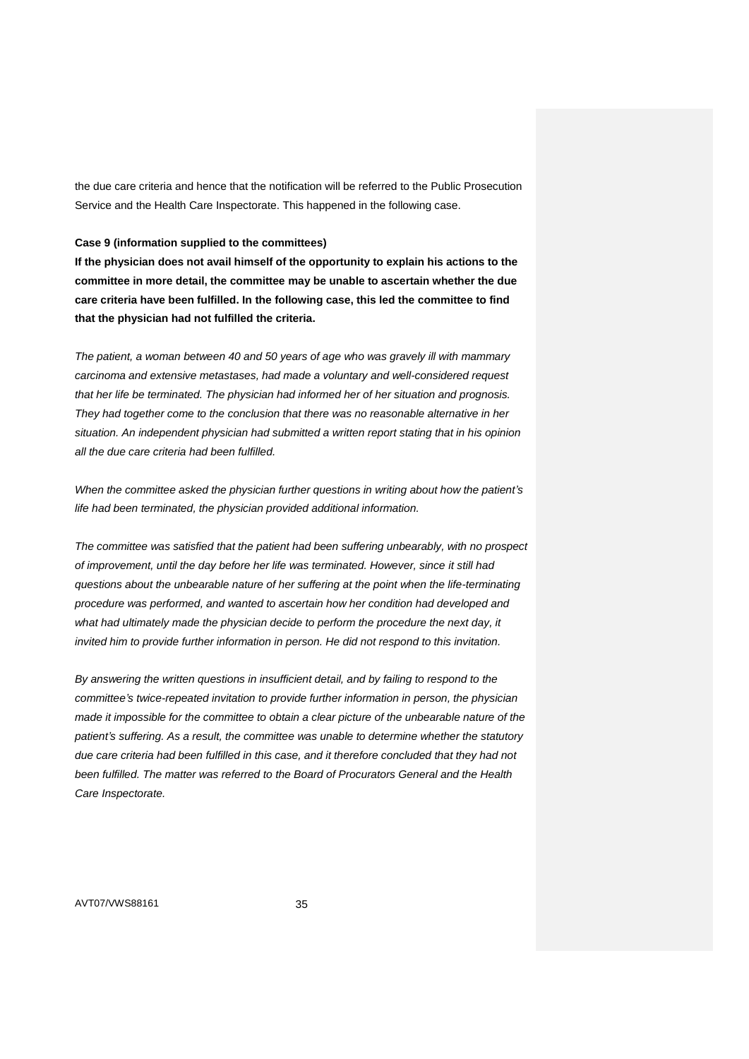the due care criteria and hence that the notification will be referred to the Public Prosecution Service and the Health Care Inspectorate. This happened in the following case.

**Case 9 (information supplied to the committees)**

**If the physician does not avail himself of the opportunity to explain his actions to the committee in more detail, the committee may be unable to ascertain whether the due care criteria have been fulfilled. In the following case, this led the committee to find that the physician had not fulfilled the criteria.**

*The patient, a woman between 40 and 50 years of age who was gravely ill with mammary carcinoma and extensive metastases, had made a voluntary and well-considered request that her life be terminated. The physician had informed her of her situation and prognosis. They had together come to the conclusion that there was no reasonable alternative in her situation. An independent physician had submitted a written report stating that in his opinion all the due care criteria had been fulfilled.*

*When the committee asked the physician further questions in writing about how the patient's life had been terminated, the physician provided additional information.*

*The committee was satisfied that the patient had been suffering unbearably, with no prospect of improvement, until the day before her life was terminated. However, since it still had questions about the unbearable nature of her suffering at the point when the life-terminating procedure was performed, and wanted to ascertain how her condition had developed and what had ultimately made the physician decide to perform the procedure the next day, it invited him to provide further information in person. He did not respond to this invitation.*

*By answering the written questions in insufficient detail, and by failing to respond to the committee's twice-repeated invitation to provide further information in person, the physician made it impossible for the committee to obtain a clear picture of the unbearable nature of the patient's suffering. As a result, the committee was unable to determine whether the statutory due care criteria had been fulfilled in this case, and it therefore concluded that they had not been fulfilled. The matter was referred to the Board of Procurators General and the Health Care Inspectorate.*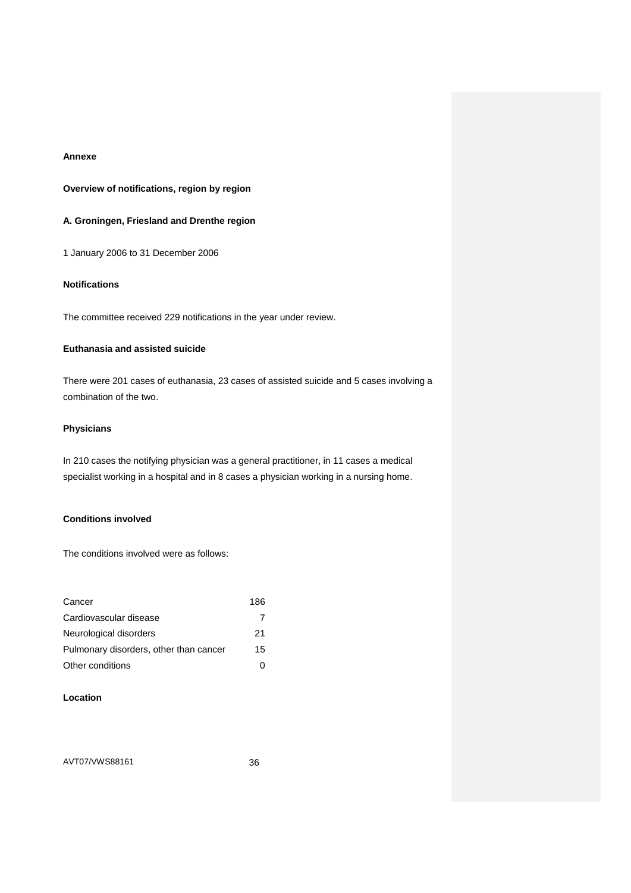**Annexe**

**Overview of notifications, region by region**

**A. Groningen, Friesland and Drenthe region**

1 January 2006 to 31 December 2006

**Notifications**

The committee received 229 notifications in the year under review.

**Euthanasia and assisted suicide**

There were 201 cases of euthanasia, 23 cases of assisted suicide and 5 cases involving a combination of the two.

**Physicians**

In 210 cases the notifying physician was a general practitioner, in 11 cases a medical specialist working in a hospital and in 8 cases a physician working in a nursing home.

**Conditions involved**

The conditions involved were as follows:

| | |
|---|---|
| Cancer | 186 |
| Cardiovascular disease | 7 |
| Neurological disorders | 21 |
| Pulmonary disorders, other than cancer | 15 |
| Other conditions | 0 |

**Location**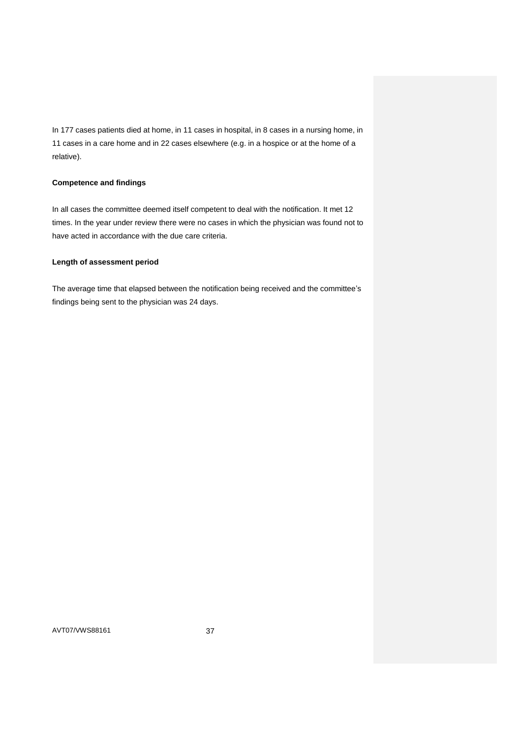In 177 cases patients died at home, in 11 cases in hospital, in 8 cases in a nursing home, in 11 cases in a care home and in 22 cases elsewhere (e.g. in a hospice or at the home of a relative).

**Competence and findings**

In all cases the committee deemed itself competent to deal with the notification. It met 12 times. In the year under review there were no cases in which the physician was found not to have acted in accordance with the due care criteria.

**Length of assessment period**

The average time that elapsed between the notification being received and the committee's findings being sent to the physician was 24 days.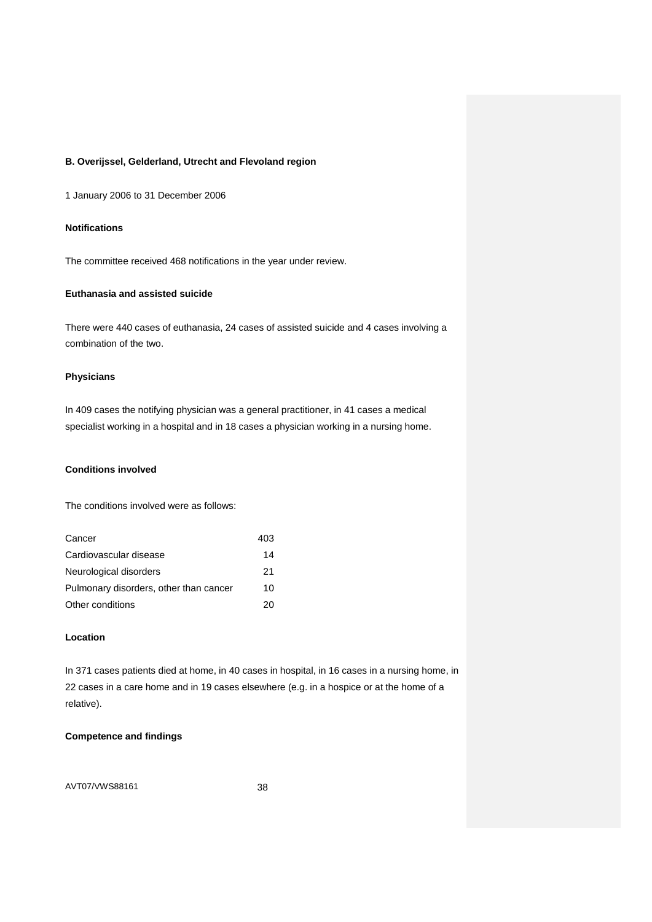**B. Overijssel, Gelderland, Utrecht and Flevoland region**

1 January 2006 to 31 December 2006

**Notifications**

The committee received 468 notifications in the year under review.

**Euthanasia and assisted suicide**

There were 440 cases of euthanasia, 24 cases of assisted suicide and 4 cases involving a combination of the two.

**Physicians**

In 409 cases the notifying physician was a general practitioner, in 41 cases a medical specialist working in a hospital and in 18 cases a physician working in a nursing home.

**Conditions involved**

The conditions involved were as follows:

| | |
|---|---|
| Cancer | 403 |
| Cardiovascular disease | 14 |
| Neurological disorders | 21 |
| Pulmonary disorders, other than cancer | 10 |
| Other conditions | 20 |

**Location**

In 371 cases patients died at home, in 40 cases in hospital, in 16 cases in a nursing home, in 22 cases in a care home and in 19 cases elsewhere (e.g. in a hospice or at the home of a relative).

**Competence and findings**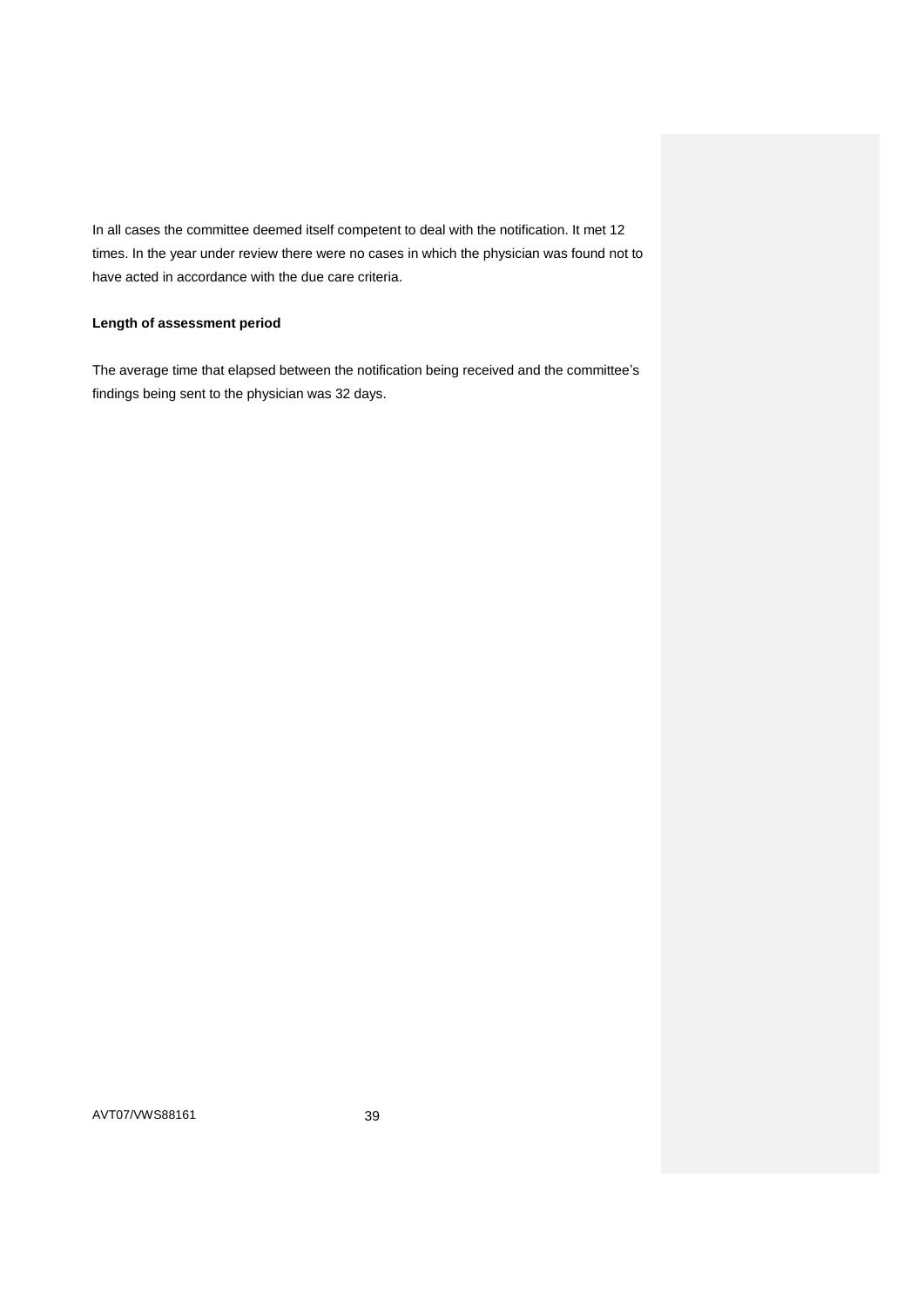In all cases the committee deemed itself competent to deal with the notification. It met 12 times. In the year under review there were no cases in which the physician was found not to have acted in accordance with the due care criteria.

**Length of assessment period**

The average time that elapsed between the notification being received and the committee's findings being sent to the physician was 32 days.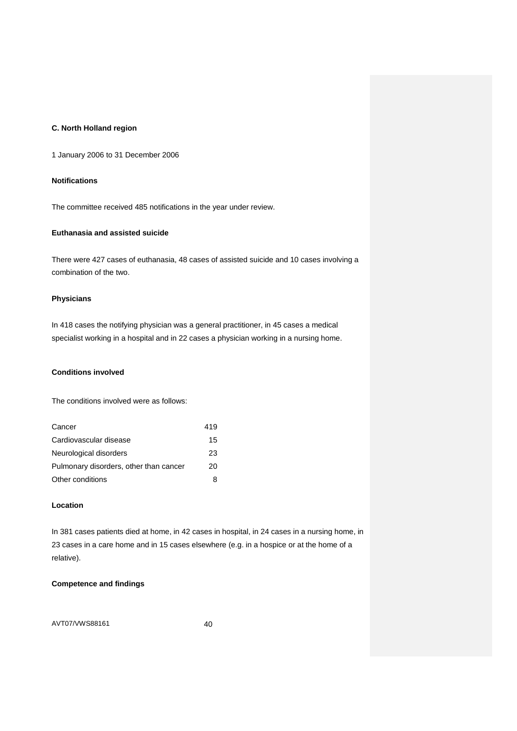**C. North Holland region**

1 January 2006 to 31 December 2006

**Notifications**

The committee received 485 notifications in the year under review.

**Euthanasia and assisted suicide**

There were 427 cases of euthanasia, 48 cases of assisted suicide and 10 cases involving a combination of the two.

**Physicians**

In 418 cases the notifying physician was a general practitioner, in 45 cases a medical specialist working in a hospital and in 22 cases a physician working in a nursing home.

**Conditions involved**

The conditions involved were as follows:

| | |
|---|---|
| Cancer | 419 |
| Cardiovascular disease | 15 |
| Neurological disorders | 23 |
| Pulmonary disorders, other than cancer | 20 |
| Other conditions | 8 |

**Location**

In 381 cases patients died at home, in 42 cases in hospital, in 24 cases in a nursing home, in 23 cases in a care home and in 15 cases elsewhere (e.g. in a hospice or at the home of a relative).

**Competence and findings**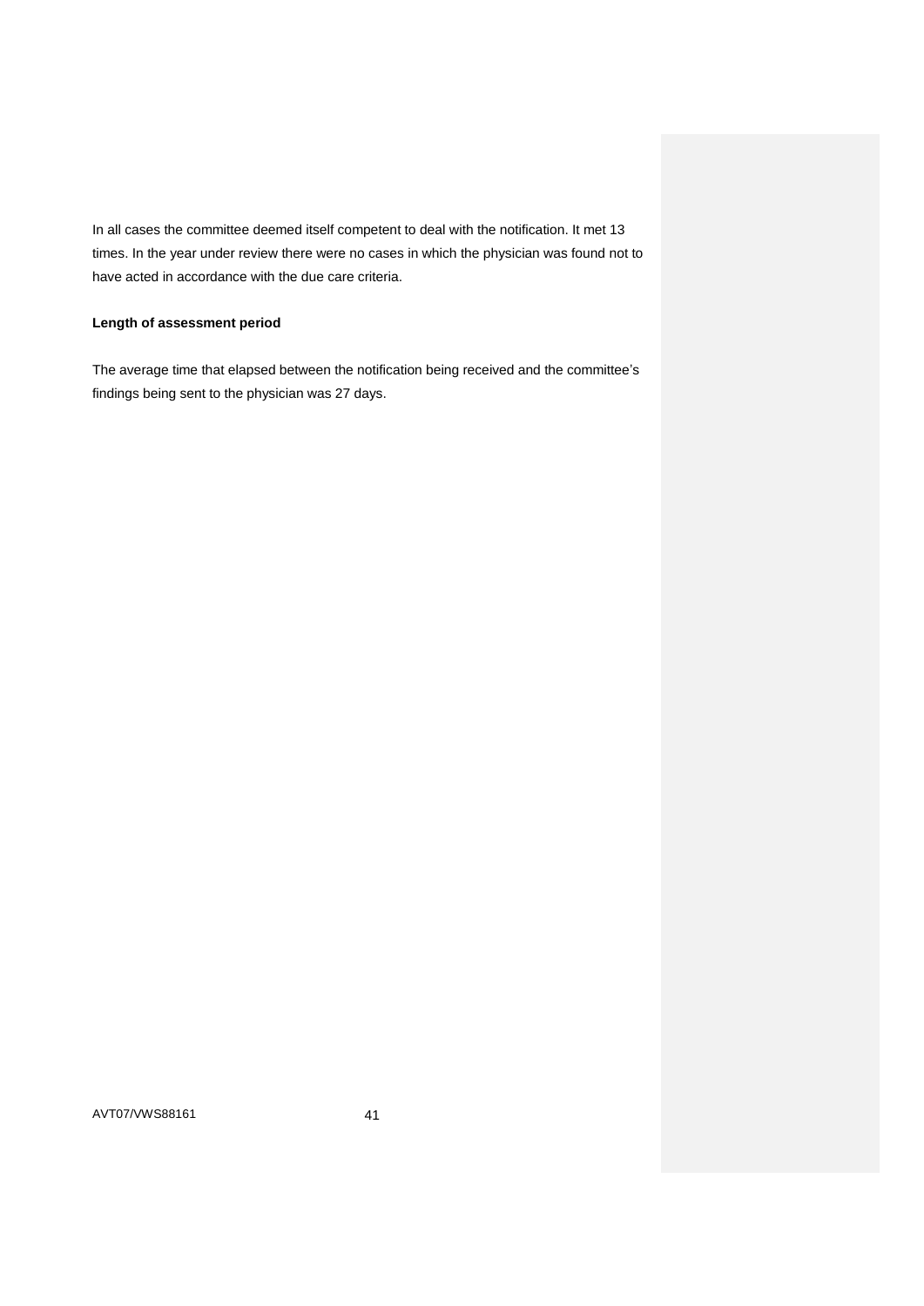In all cases the committee deemed itself competent to deal with the notification. It met 13 times. In the year under review there were no cases in which the physician was found not to have acted in accordance with the due care criteria.

**Length of assessment period**

The average time that elapsed between the notification being received and the committee's findings being sent to the physician was 27 days.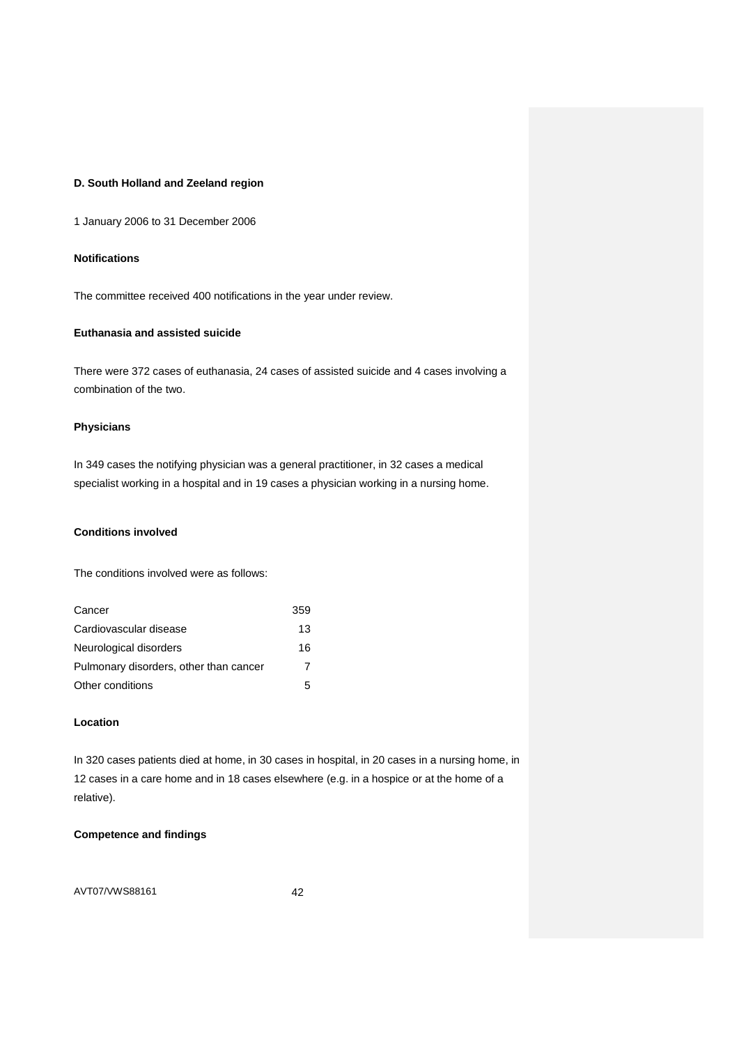**D. South Holland and Zeeland region**

1 January 2006 to 31 December 2006

**Notifications**

The committee received 400 notifications in the year under review.

**Euthanasia and assisted suicide**

There were 372 cases of euthanasia, 24 cases of assisted suicide and 4 cases involving a combination of the two.

**Physicians**

In 349 cases the notifying physician was a general practitioner, in 32 cases a medical specialist working in a hospital and in 19 cases a physician working in a nursing home.

**Conditions involved**

The conditions involved were as follows:

| | |
|---|---|
| Cancer | 359 |
| Cardiovascular disease | 13 |
| Neurological disorders | 16 |
| Pulmonary disorders, other than cancer | 7 |
| Other conditions | 5 |

**Location**

In 320 cases patients died at home, in 30 cases in hospital, in 20 cases in a nursing home, in 12 cases in a care home and in 18 cases elsewhere (e.g. in a hospice or at the home of a relative).

**Competence and findings**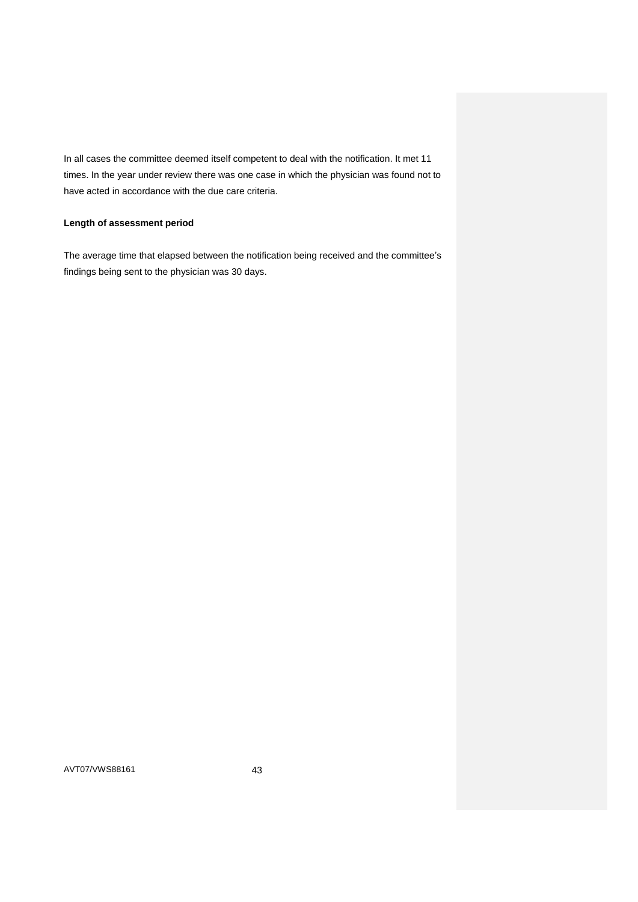In all cases the committee deemed itself competent to deal with the notification. It met 11 times. In the year under review there was one case in which the physician was found not to have acted in accordance with the due care criteria.

**Length of assessment period**

The average time that elapsed between the notification being received and the committee's findings being sent to the physician was 30 days.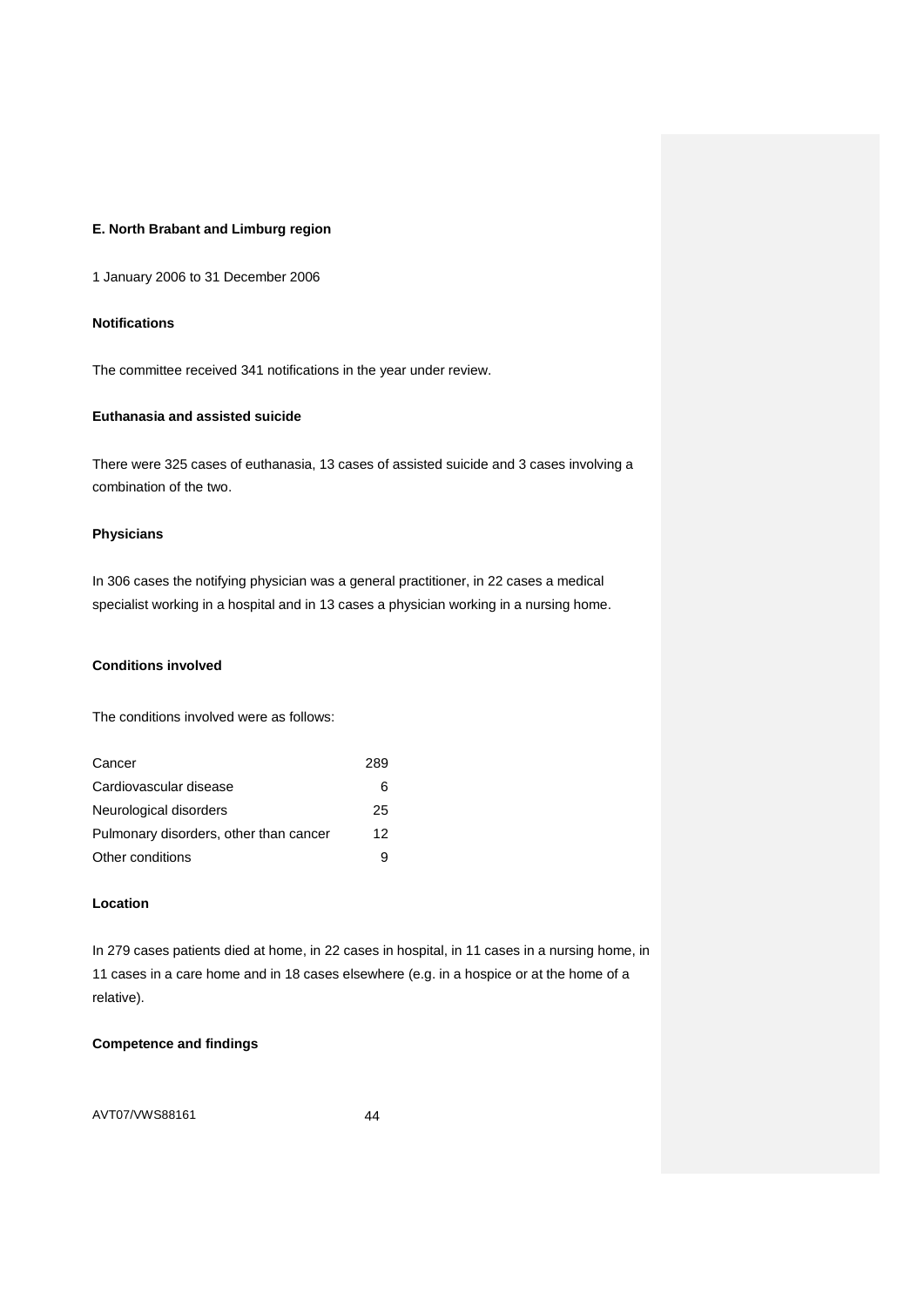**E. North Brabant and Limburg region**

1 January 2006 to 31 December 2006

**Notifications**

The committee received 341 notifications in the year under review.

**Euthanasia and assisted suicide**

There were 325 cases of euthanasia, 13 cases of assisted suicide and 3 cases involving a combination of the two.

**Physicians**

In 306 cases the notifying physician was a general practitioner, in 22 cases a medical specialist working in a hospital and in 13 cases a physician working in a nursing home.

**Conditions involved**

The conditions involved were as follows:

| | |
|---|---|
| Cancer | 289 |
| Cardiovascular disease | 6 |
| Neurological disorders | 25 |
| Pulmonary disorders, other than cancer | 12 |
| Other conditions | 9 |

**Location**

In 279 cases patients died at home, in 22 cases in hospital, in 11 cases in a nursing home, in 11 cases in a care home and in 18 cases elsewhere (e.g. in a hospice or at the home of a relative).

**Competence and findings**

AVT07/VWS88161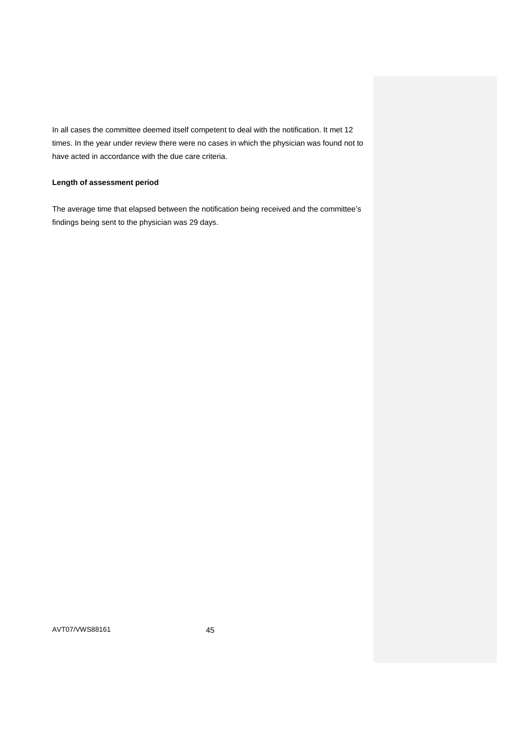In all cases the committee deemed itself competent to deal with the notification. It met 12 times. In the year under review there were no cases in which the physician was found not to have acted in accordance with the due care criteria.

**Length of assessment period**

The average time that elapsed between the notification being received and the committee's findings being sent to the physician was 29 days.